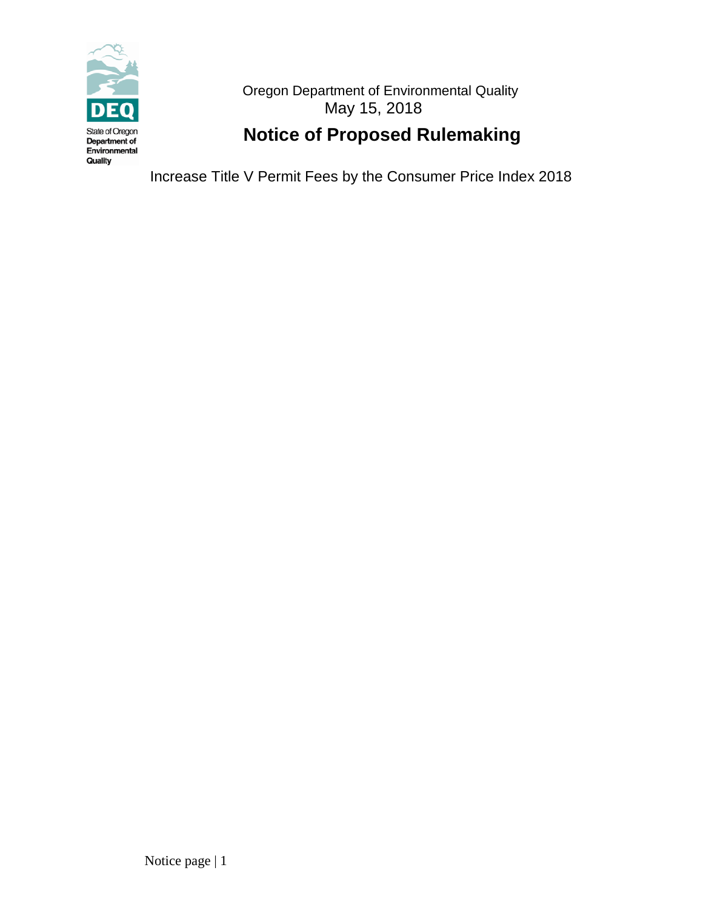State of Oregon
Department of
Environmental
Quality

Oregon Department of Environmental Quality
May 15, 2018

# Notice of Proposed Rulemaking

Increase Title V Permit Fees by the Consumer Price Index 2018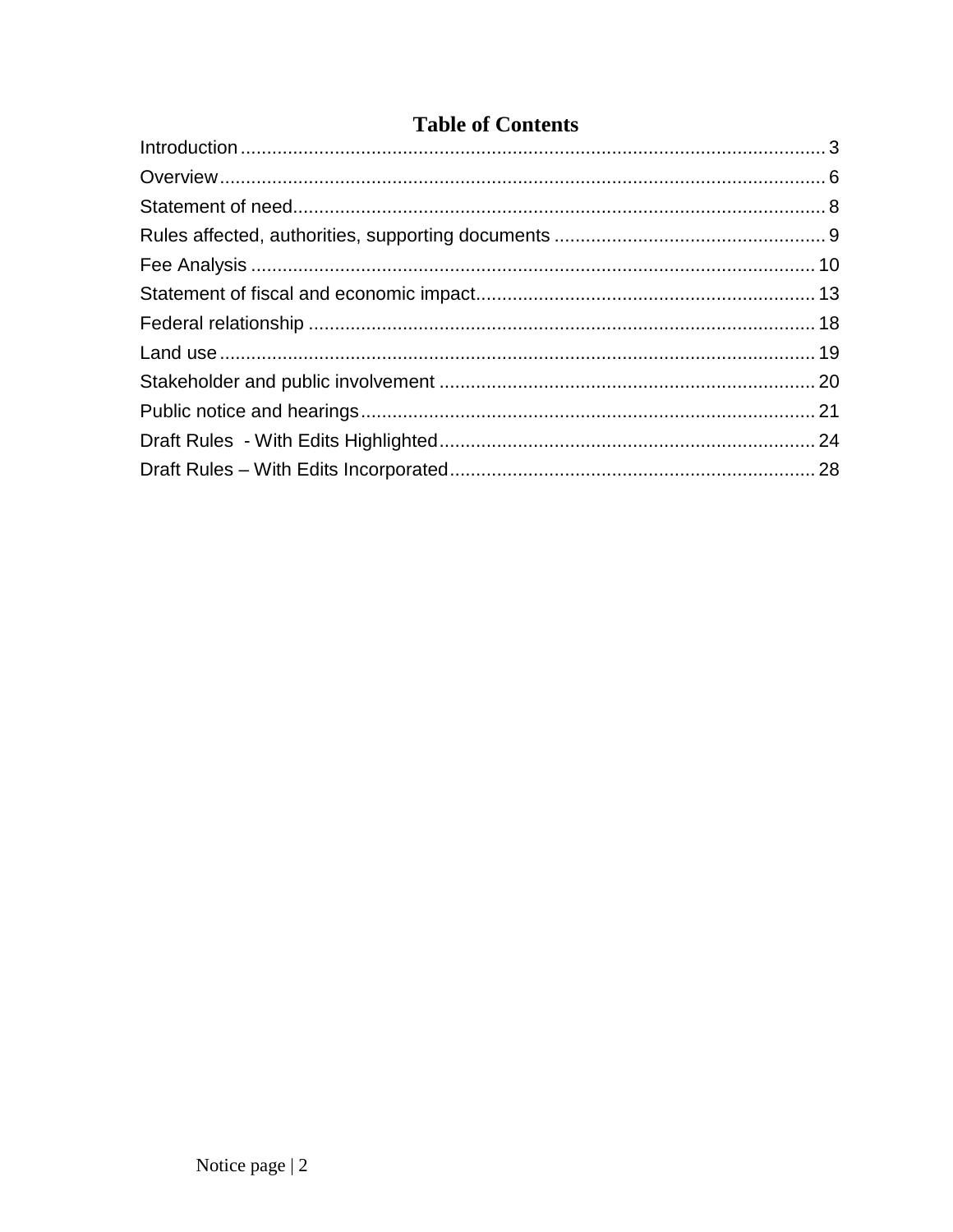# Table of Contents

Introduction ................................................................................................................ 3

Overview ..................................................................................................................... 6

Statement of need ...................................................................................................... 8

Rules affected, authorities, supporting documents .................................................... 9

Fee Analysis ............................................................................................................. 10

Statement of fiscal and economic impact ................................................................. 13

Federal relationship .................................................................................................. 18

Land use ................................................................................................................... 19

Stakeholder and public involvement ........................................................................ 20

Public notice and hearings ........................................................................................ 21

Draft Rules - With Edits Highlighted ........................................................................ 24

Draft Rules – With Edits Incorporated ...................................................................... 28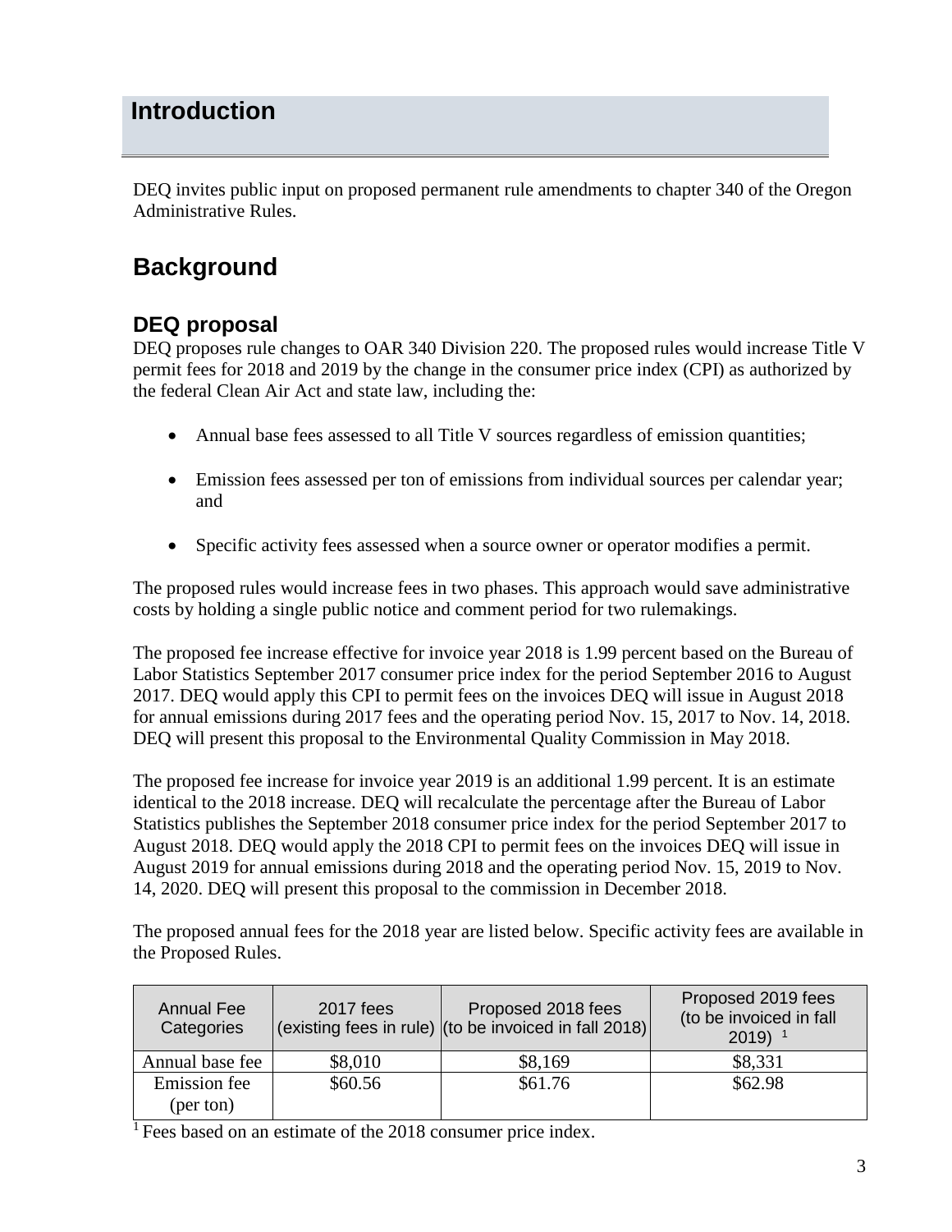# Introduction

DEQ invites public input on proposed permanent rule amendments to chapter 340 of the Oregon Administrative Rules.

## Background

### DEQ proposal

DEQ proposes rule changes to OAR 340 Division 220. The proposed rules would increase Title V permit fees for 2018 and 2019 by the change in the consumer price index (CPI) as authorized by the federal Clean Air Act and state law, including the:

- Annual base fees assessed to all Title V sources regardless of emission quantities;
- Emission fees assessed per ton of emissions from individual sources per calendar year; and
- Specific activity fees assessed when a source owner or operator modifies a permit.

The proposed rules would increase fees in two phases. This approach would save administrative costs by holding a single public notice and comment period for two rulemakings.

The proposed fee increase effective for invoice year 2018 is 1.99 percent based on the Bureau of Labor Statistics September 2017 consumer price index for the period September 2016 to August 2017. DEQ would apply this CPI to permit fees on the invoices DEQ will issue in August 2018 for annual emissions during 2017 fees and the operating period Nov. 15, 2017 to Nov. 14, 2018. DEQ will present this proposal to the Environmental Quality Commission in May 2018.

The proposed fee increase for invoice year 2019 is an additional 1.99 percent. It is an estimate identical to the 2018 increase. DEQ will recalculate the percentage after the Bureau of Labor Statistics publishes the September 2018 consumer price index for the period September 2017 to August 2018. DEQ would apply the 2018 CPI to permit fees on the invoices DEQ will issue in August 2019 for annual emissions during 2018 and the operating period Nov. 15, 2019 to Nov. 14, 2020. DEQ will present this proposal to the commission in December 2018.

The proposed annual fees for the 2018 year are listed below. Specific activity fees are available in the Proposed Rules.

| Annual Fee Categories | 2017 fees (existing fees in rule) | Proposed 2018 fees (to be invoiced in fall 2018) | Proposed 2019 fees (to be invoiced in fall 2019) [1] |
|---|---|---|---|
| Annual base fee | $8,010 | $8,169 | $8,331 |
| Emission fee (per ton) | $60.56 | $61.76 | $62.98 |

[1] Fees based on an estimate of the 2018 consumer price index.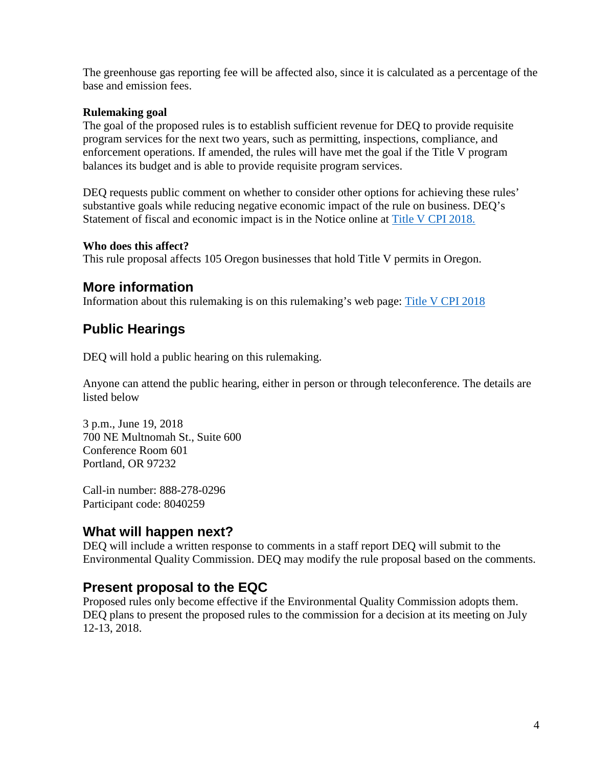The greenhouse gas reporting fee will be affected also, since it is calculated as a percentage of the base and emission fees.

**Rulemaking goal**

The goal of the proposed rules is to establish sufficient revenue for DEQ to provide requisite program services for the next two years, such as permitting, inspections, compliance, and enforcement operations. If amended, the rules will have met the goal if the Title V program balances its budget and is able to provide requisite program services.

DEQ requests public comment on whether to consider other options for achieving these rules' substantive goals while reducing negative economic impact of the rule on business. DEQ's Statement of fiscal and economic impact is in the Notice online at Title V CPI 2018.

**Who does this affect?**

This rule proposal affects 105 Oregon businesses that hold Title V permits in Oregon.

## More information

Information about this rulemaking is on this rulemaking's web page: Title V CPI 2018

## Public Hearings

DEQ will hold a public hearing on this rulemaking.

Anyone can attend the public hearing, either in person or through teleconference. The details are listed below

3 p.m., June 19, 2018
700 NE Multnomah St., Suite 600
Conference Room 601
Portland, OR 97232

Call-in number: 888-278-0296
Participant code: 8040259

## What will happen next?

DEQ will include a written response to comments in a staff report DEQ will submit to the Environmental Quality Commission. DEQ may modify the rule proposal based on the comments.

## Present proposal to the EQC

Proposed rules only become effective if the Environmental Quality Commission adopts them. DEQ plans to present the proposed rules to the commission for a decision at its meeting on July 12-13, 2018.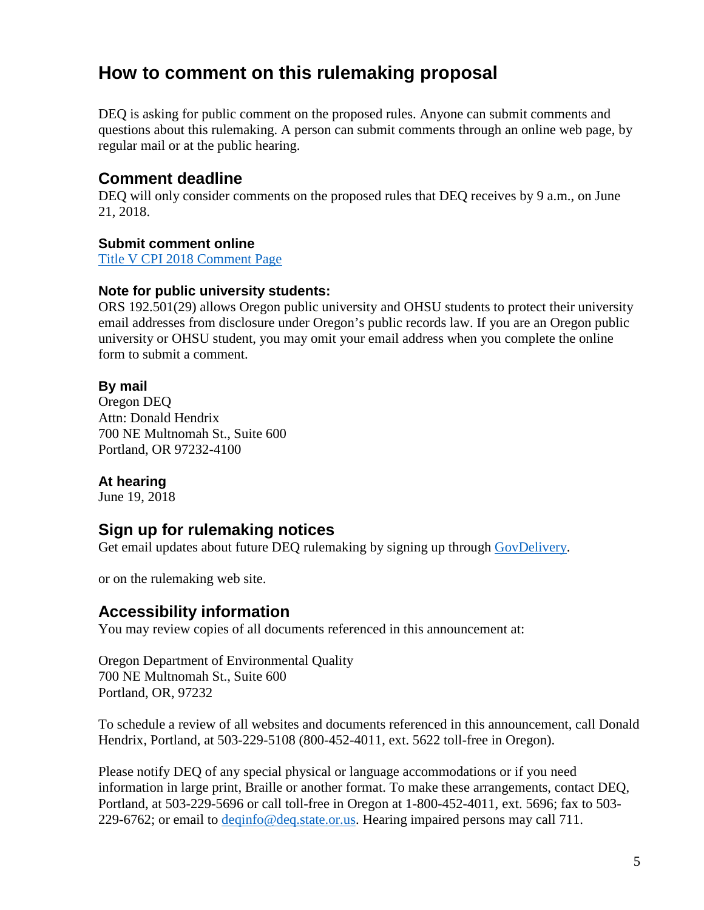# How to comment on this rulemaking proposal

DEQ is asking for public comment on the proposed rules. Anyone can submit comments and questions about this rulemaking. A person can submit comments through an online web page, by regular mail or at the public hearing.

## Comment deadline

DEQ will only consider comments on the proposed rules that DEQ receives by 9 a.m., on June 21, 2018.

### Submit comment online

[Title V CPI 2018 Comment Page]()

### Note for public university students:

ORS 192.501(29) allows Oregon public university and OHSU students to protect their university email addresses from disclosure under Oregon's public records law. If you are an Oregon public university or OHSU student, you may omit your email address when you complete the online form to submit a comment.

### By mail

Oregon DEQ
Attn: Donald Hendrix
700 NE Multnomah St., Suite 600
Portland, OR 97232-4100

### At hearing

June 19, 2018

## Sign up for rulemaking notices

Get email updates about future DEQ rulemaking by signing up through [GovDelivery]().

or on the rulemaking web site.

## Accessibility information

You may review copies of all documents referenced in this announcement at:

Oregon Department of Environmental Quality
700 NE Multnomah St., Suite 600
Portland, OR, 97232

To schedule a review of all websites and documents referenced in this announcement, call Donald Hendrix, Portland, at 503-229-5108 (800-452-4011, ext. 5622 toll-free in Oregon).

Please notify DEQ of any special physical or language accommodations or if you need information in large print, Braille or another format. To make these arrangements, contact DEQ, Portland, at 503-229-5696 or call toll-free in Oregon at 1-800-452-4011, ext. 5696; fax to 503-229-6762; or email to [deqinfo@deq.state.or.us](mailto:deqinfo@deq.state.or.us). Hearing impaired persons may call 711.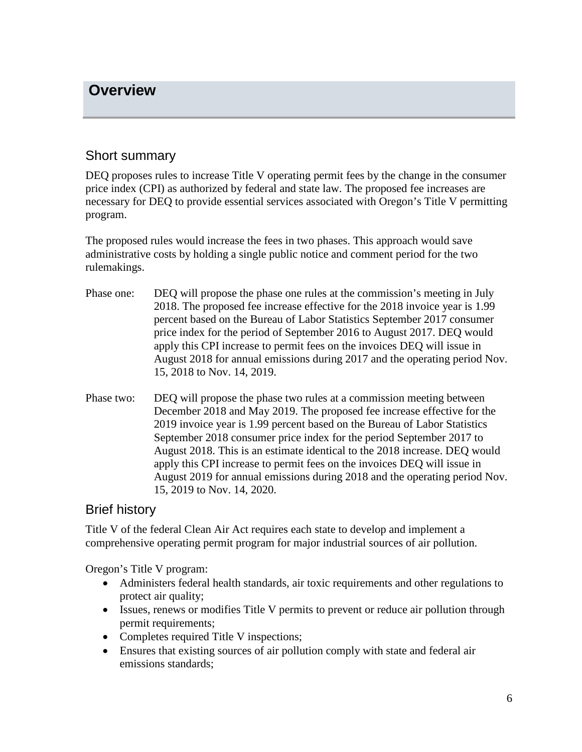# Overview

## Short summary

DEQ proposes rules to increase Title V operating permit fees by the change in the consumer price index (CPI) as authorized by federal and state law. The proposed fee increases are necessary for DEQ to provide essential services associated with Oregon's Title V permitting program.

The proposed rules would increase the fees in two phases. This approach would save administrative costs by holding a single public notice and comment period for the two rulemakings.

Phase one: DEQ will propose the phase one rules at the commission's meeting in July 2018. The proposed fee increase effective for the 2018 invoice year is 1.99 percent based on the Bureau of Labor Statistics September 2017 consumer price index for the period of September 2016 to August 2017. DEQ would apply this CPI increase to permit fees on the invoices DEQ will issue in August 2018 for annual emissions during 2017 and the operating period Nov. 15, 2018 to Nov. 14, 2019.

Phase two: DEQ will propose the phase two rules at a commission meeting between December 2018 and May 2019. The proposed fee increase effective for the 2019 invoice year is 1.99 percent based on the Bureau of Labor Statistics September 2018 consumer price index for the period September 2017 to August 2018. This is an estimate identical to the 2018 increase. DEQ would apply this CPI increase to permit fees on the invoices DEQ will issue in August 2019 for annual emissions during 2018 and the operating period Nov. 15, 2019 to Nov. 14, 2020.

## Brief history

Title V of the federal Clean Air Act requires each state to develop and implement a comprehensive operating permit program for major industrial sources of air pollution.

Oregon's Title V program:

- Administers federal health standards, air toxic requirements and other regulations to protect air quality;
- Issues, renews or modifies Title V permits to prevent or reduce air pollution through permit requirements;
- Completes required Title V inspections;
- Ensures that existing sources of air pollution comply with state and federal air emissions standards;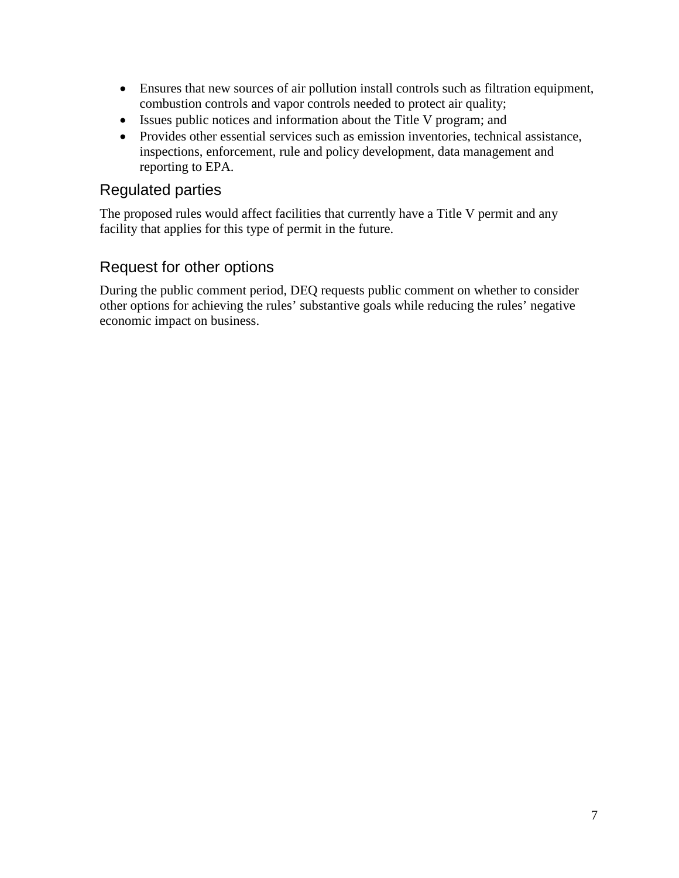- Ensures that new sources of air pollution install controls such as filtration equipment, combustion controls and vapor controls needed to protect air quality;
- Issues public notices and information about the Title V program; and
- Provides other essential services such as emission inventories, technical assistance, inspections, enforcement, rule and policy development, data management and reporting to EPA.

## Regulated parties

The proposed rules would affect facilities that currently have a Title V permit and any facility that applies for this type of permit in the future.

## Request for other options

During the public comment period, DEQ requests public comment on whether to consider other options for achieving the rules' substantive goals while reducing the rules' negative economic impact on business.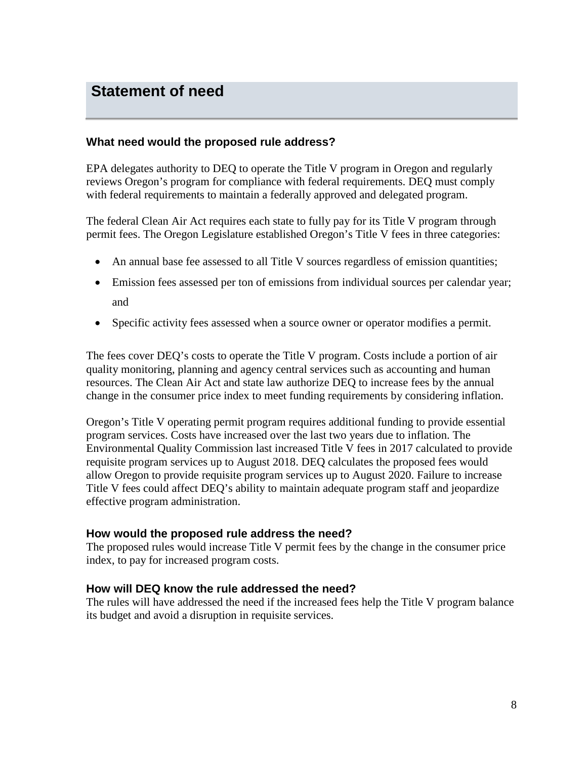# Statement of need

### What need would the proposed rule address?

EPA delegates authority to DEQ to operate the Title V program in Oregon and regularly reviews Oregon's program for compliance with federal requirements. DEQ must comply with federal requirements to maintain a federally approved and delegated program.

The federal Clean Air Act requires each state to fully pay for its Title V program through permit fees. The Oregon Legislature established Oregon's Title V fees in three categories:

- An annual base fee assessed to all Title V sources regardless of emission quantities;
- Emission fees assessed per ton of emissions from individual sources per calendar year; and
- Specific activity fees assessed when a source owner or operator modifies a permit.

The fees cover DEQ's costs to operate the Title V program. Costs include a portion of air quality monitoring, planning and agency central services such as accounting and human resources. The Clean Air Act and state law authorize DEQ to increase fees by the annual change in the consumer price index to meet funding requirements by considering inflation.

Oregon's Title V operating permit program requires additional funding to provide essential program services. Costs have increased over the last two years due to inflation. The Environmental Quality Commission last increased Title V fees in 2017 calculated to provide requisite program services up to August 2018. DEQ calculates the proposed fees would allow Oregon to provide requisite program services up to August 2020. Failure to increase Title V fees could affect DEQ's ability to maintain adequate program staff and jeopardize effective program administration.

### How would the proposed rule address the need?

The proposed rules would increase Title V permit fees by the change in the consumer price index, to pay for increased program costs.

### How will DEQ know the rule addressed the need?

The rules will have addressed the need if the increased fees help the Title V program balance its budget and avoid a disruption in requisite services.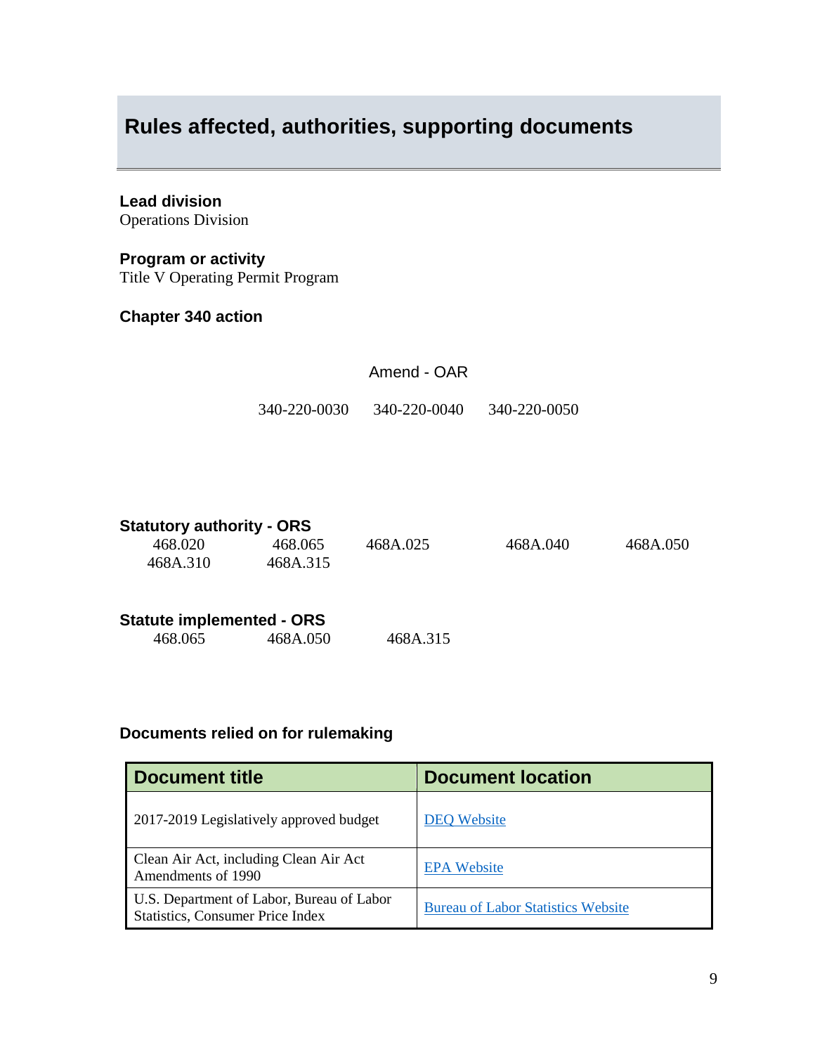## Rules affected, authorities, supporting documents

**Lead division**
Operations Division

**Program or activity**
Title V Operating Permit Program

**Chapter 340 action**

Amend - OAR

340-220-0030 340-220-0040 340-220-0050

**Statutory authority - ORS**

468.020 468.065 468A.025 468A.040 468A.050
468A.310 468A.315

**Statute implemented - ORS**

468.065 468A.050 468A.315

**Documents relied on for rulemaking**

| Document title | Document location |
| --- | --- |
| 2017-2019 Legislatively approved budget | [DEQ Website]() |
| Clean Air Act, including Clean Air Act Amendments of 1990 | [EPA Website]() |
| U.S. Department of Labor, Bureau of Labor Statistics, Consumer Price Index | [Bureau of Labor Statistics Website]() |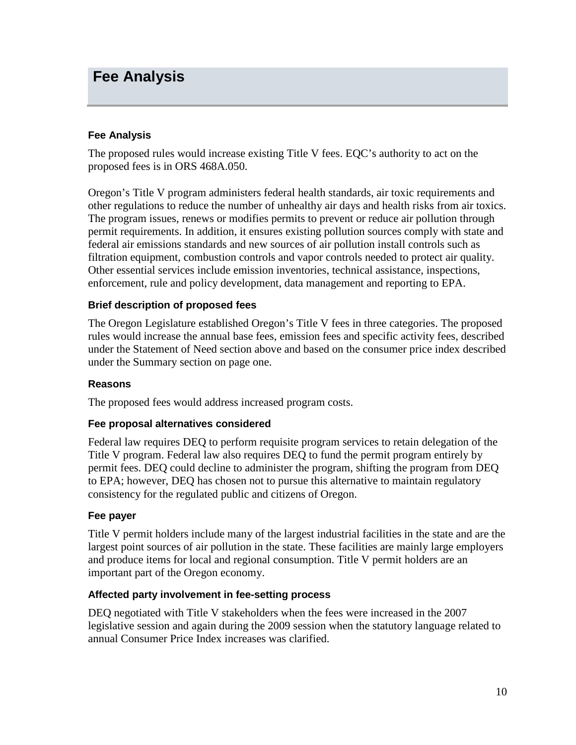# Fee Analysis

### Fee Analysis

The proposed rules would increase existing Title V fees. EQC's authority to act on the proposed fees is in ORS 468A.050.

Oregon's Title V program administers federal health standards, air toxic requirements and other regulations to reduce the number of unhealthy air days and health risks from air toxics. The program issues, renews or modifies permits to prevent or reduce air pollution through permit requirements. In addition, it ensures existing pollution sources comply with state and federal air emissions standards and new sources of air pollution install controls such as filtration equipment, combustion controls and vapor controls needed to protect air quality. Other essential services include emission inventories, technical assistance, inspections, enforcement, rule and policy development, data management and reporting to EPA.

### Brief description of proposed fees

The Oregon Legislature established Oregon's Title V fees in three categories. The proposed rules would increase the annual base fees, emission fees and specific activity fees, described under the Statement of Need section above and based on the consumer price index described under the Summary section on page one.

### Reasons

The proposed fees would address increased program costs.

### Fee proposal alternatives considered

Federal law requires DEQ to perform requisite program services to retain delegation of the Title V program. Federal law also requires DEQ to fund the permit program entirely by permit fees. DEQ could decline to administer the program, shifting the program from DEQ to EPA; however, DEQ has chosen not to pursue this alternative to maintain regulatory consistency for the regulated public and citizens of Oregon.

### Fee payer

Title V permit holders include many of the largest industrial facilities in the state and are the largest point sources of air pollution in the state. These facilities are mainly large employers and produce items for local and regional consumption. Title V permit holders are an important part of the Oregon economy.

### Affected party involvement in fee-setting process

DEQ negotiated with Title V stakeholders when the fees were increased in the 2007 legislative session and again during the 2009 session when the statutory language related to annual Consumer Price Index increases was clarified.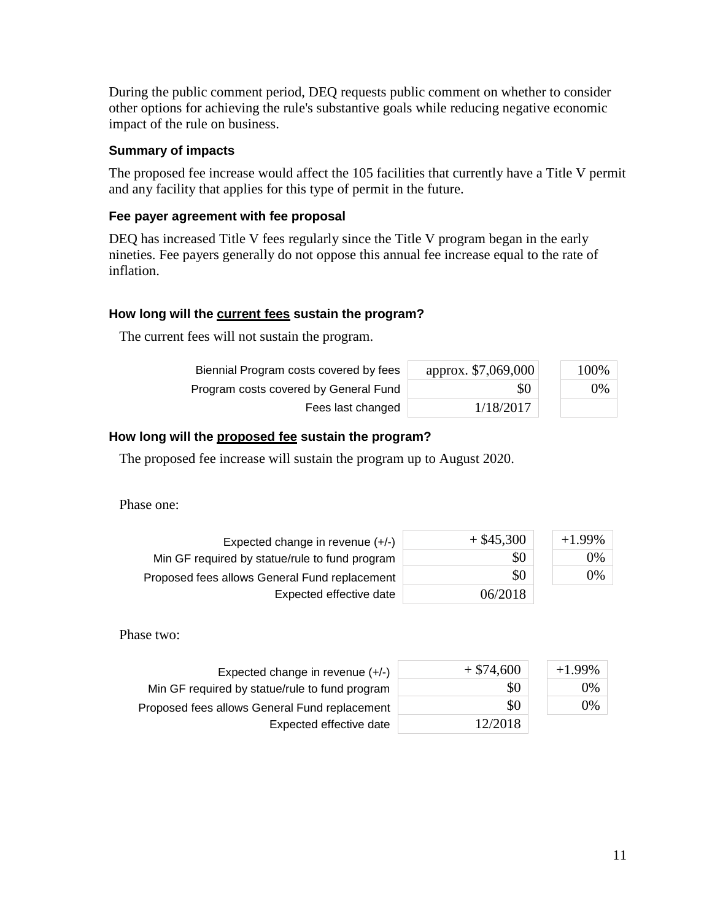During the public comment period, DEQ requests public comment on whether to consider other options for achieving the rule's substantive goals while reducing negative economic impact of the rule on business.

### Summary of impacts

The proposed fee increase would affect the 105 facilities that currently have a Title V permit and any facility that applies for this type of permit in the future.

### Fee payer agreement with fee proposal

DEQ has increased Title V fees regularly since the Title V program began in the early nineties. Fee payers generally do not oppose this annual fee increase equal to the rate of inflation.

### How long will the <u>current fees</u> sustain the program?

The current fees will not sustain the program.

| | | |
|---|---|---|
| Biennial Program costs covered by fees | approx. $7,069,000 | 100% |
| Program costs covered by General Fund | $0 | 0% |
| Fees last changed | 1/18/2017 | |

### How long will the <u>proposed fee</u> sustain the program?

The proposed fee increase will sustain the program up to August 2020.

Phase one:

| | | |
|---|---|---|
| Expected change in revenue (+/-) | + $45,300 | +1.99% |
| Min GF required by statue/rule to fund program | $0 | 0% |
| Proposed fees allows General Fund replacement | $0 | 0% |
| Expected effective date | 06/2018 | |

Phase two:

| | | |
|---|---|---|
| Expected change in revenue (+/-) | + $74,600 | +1.99% |
| Min GF required by statue/rule to fund program | $0 | 0% |
| Proposed fees allows General Fund replacement | $0 | 0% |
| Expected effective date | 12/2018 | |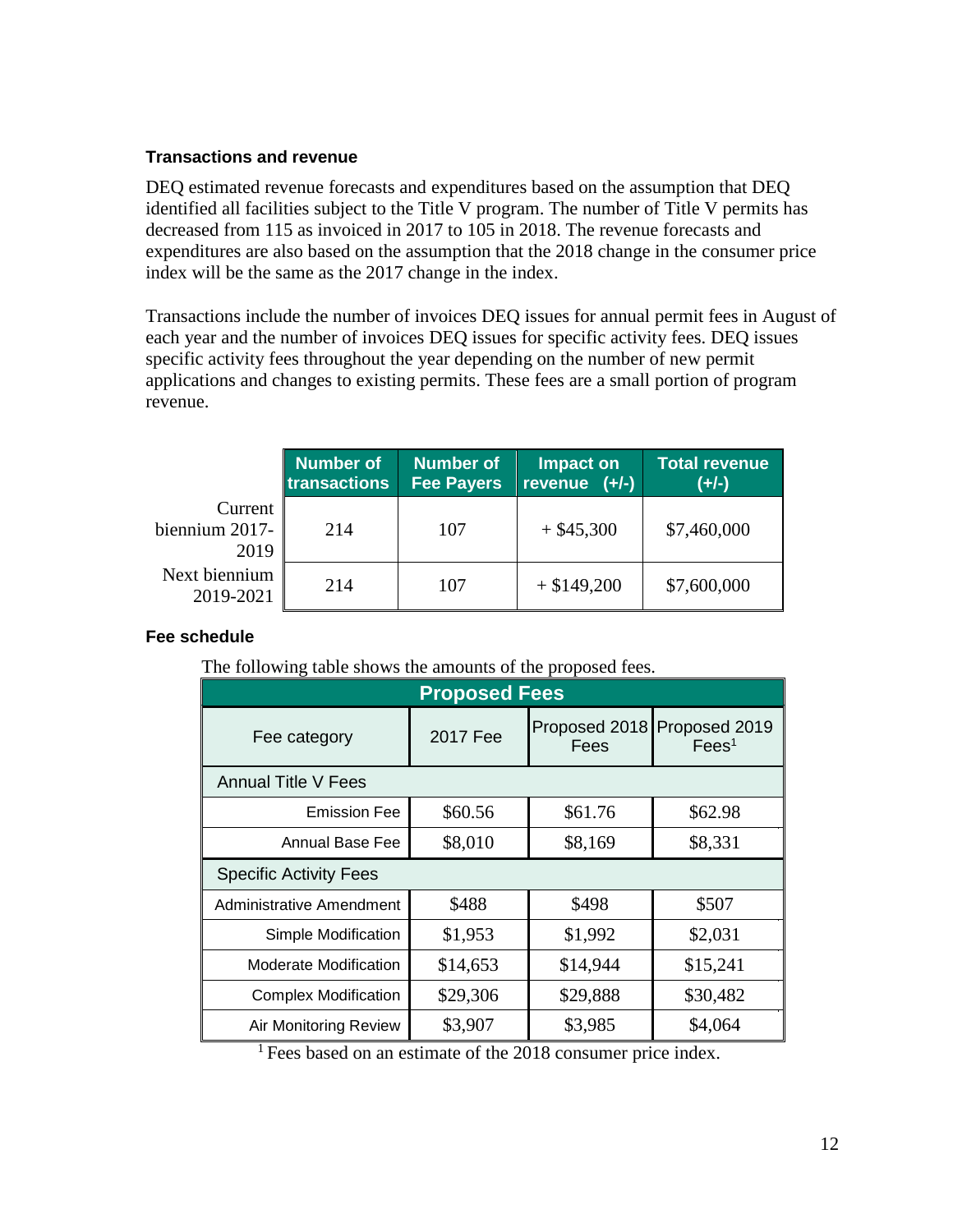### Transactions and revenue

DEQ estimated revenue forecasts and expenditures based on the assumption that DEQ identified all facilities subject to the Title V program. The number of Title V permits has decreased from 115 as invoiced in 2017 to 105 in 2018. The revenue forecasts and expenditures are also based on the assumption that the 2018 change in the consumer price index will be the same as the 2017 change in the index.

Transactions include the number of invoices DEQ issues for annual permit fees in August of each year and the number of invoices DEQ issues for specific activity fees. DEQ issues specific activity fees throughout the year depending on the number of new permit applications and changes to existing permits. These fees are a small portion of program revenue.

| | Number of transactions | Number of Fee Payers | Impact on revenue (+/-) | Total revenue (+/-) |
|---|---|---|---|---|
| Current biennium 2017-2019 | 214 | 107 | + $45,300 | $7,460,000 |
| Next biennium 2019-2021 | 214 | 107 | + $149,200 | $7,600,000 |

### Fee schedule

The following table shows the amounts of the proposed fees.

| Proposed Fees | | | |
|---|---|---|---|
| Fee category | 2017 Fee | Proposed 2018 Fees | Proposed 2019 Fees[1] |
| Annual Title V Fees | | | |
| Emission Fee | $60.56 | $61.76 | $62.98 |
| Annual Base Fee | $8,010 | $8,169 | $8,331 |
| Specific Activity Fees | | | |
| Administrative Amendment | $488 | $498 | $507 |
| Simple Modification | $1,953 | $1,992 | $2,031 |
| Moderate Modification | $14,653 | $14,944 | $15,241 |
| Complex Modification | $29,306 | $29,888 | $30,482 |
| Air Monitoring Review | $3,907 | $3,985 | $4,064 |

[1] Fees based on an estimate of the 2018 consumer price index.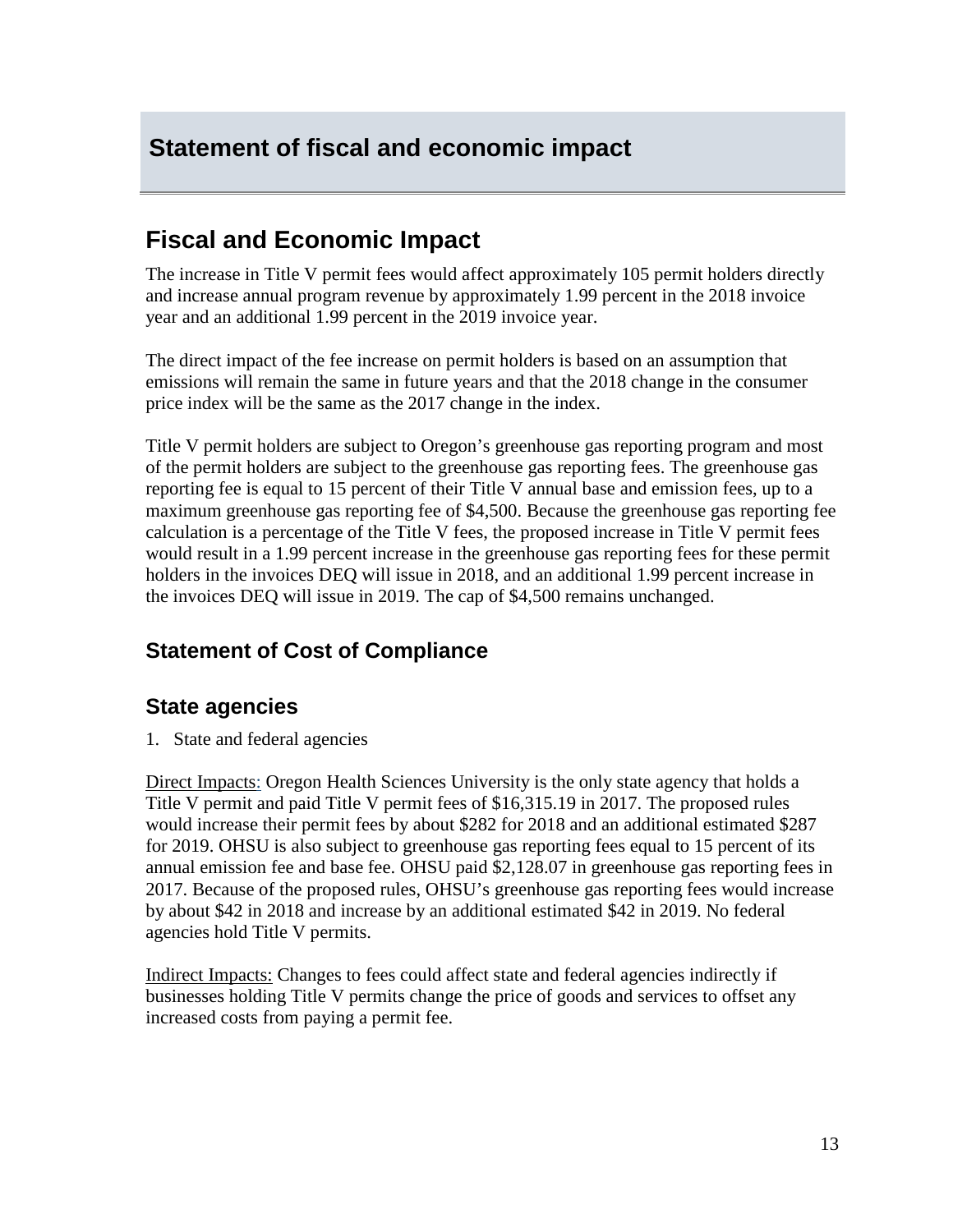# Statement of fiscal and economic impact

## Fiscal and Economic Impact

The increase in Title V permit fees would affect approximately 105 permit holders directly and increase annual program revenue by approximately 1.99 percent in the 2018 invoice year and an additional 1.99 percent in the 2019 invoice year.

The direct impact of the fee increase on permit holders is based on an assumption that emissions will remain the same in future years and that the 2018 change in the consumer price index will be the same as the 2017 change in the index.

Title V permit holders are subject to Oregon's greenhouse gas reporting program and most of the permit holders are subject to the greenhouse gas reporting fees. The greenhouse gas reporting fee is equal to 15 percent of their Title V annual base and emission fees, up to a maximum greenhouse gas reporting fee of $4,500. Because the greenhouse gas reporting fee calculation is a percentage of the Title V fees, the proposed increase in Title V permit fees would result in a 1.99 percent increase in the greenhouse gas reporting fees for these permit holders in the invoices DEQ will issue in 2018, and an additional 1.99 percent increase in the invoices DEQ will issue in 2019. The cap of $4,500 remains unchanged.

### Statement of Cost of Compliance

### State agencies

1. State and federal agencies

Direct Impacts: Oregon Health Sciences University is the only state agency that holds a Title V permit and paid Title V permit fees of $16,315.19 in 2017. The proposed rules would increase their permit fees by about $282 for 2018 and an additional estimated $287 for 2019. OHSU is also subject to greenhouse gas reporting fees equal to 15 percent of its annual emission fee and base fee. OHSU paid $2,128.07 in greenhouse gas reporting fees in 2017. Because of the proposed rules, OHSU's greenhouse gas reporting fees would increase by about $42 in 2018 and increase by an additional estimated $42 in 2019. No federal agencies hold Title V permits.

Indirect Impacts: Changes to fees could affect state and federal agencies indirectly if businesses holding Title V permits change the price of goods and services to offset any increased costs from paying a permit fee.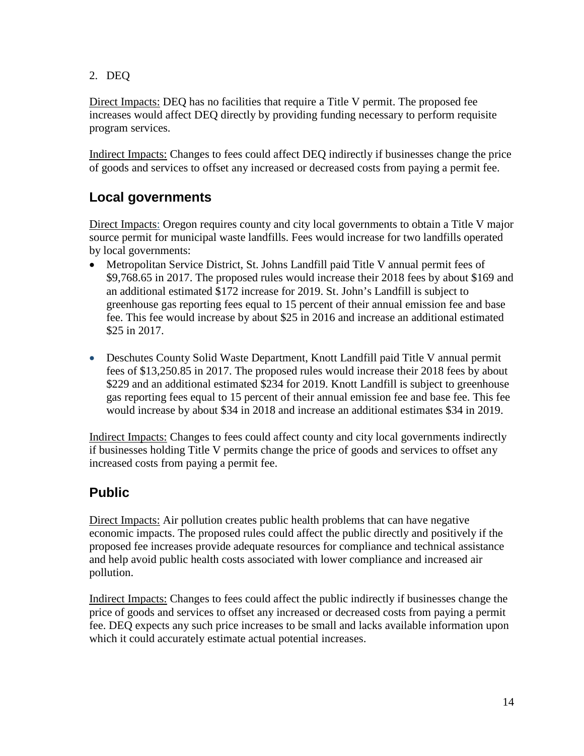2. DEQ

Direct Impacts: DEQ has no facilities that require a Title V permit. The proposed fee increases would affect DEQ directly by providing funding necessary to perform requisite program services.

Indirect Impacts: Changes to fees could affect DEQ indirectly if businesses change the price of goods and services to offset any increased or decreased costs from paying a permit fee.

## Local governments

Direct Impacts: Oregon requires county and city local governments to obtain a Title V major source permit for municipal waste landfills. Fees would increase for two landfills operated by local governments:

- Metropolitan Service District, St. Johns Landfill paid Title V annual permit fees of $9,768.65 in 2017. The proposed rules would increase their 2018 fees by about $169 and an additional estimated $172 increase for 2019. St. John's Landfill is subject to greenhouse gas reporting fees equal to 15 percent of their annual emission fee and base fee. This fee would increase by about $25 in 2016 and increase an additional estimated $25 in 2017.

- Deschutes County Solid Waste Department, Knott Landfill paid Title V annual permit fees of $13,250.85 in 2017. The proposed rules would increase their 2018 fees by about $229 and an additional estimated $234 for 2019. Knott Landfill is subject to greenhouse gas reporting fees equal to 15 percent of their annual emission fee and base fee. This fee would increase by about $34 in 2018 and increase an additional estimates $34 in 2019.

Indirect Impacts: Changes to fees could affect county and city local governments indirectly if businesses holding Title V permits change the price of goods and services to offset any increased costs from paying a permit fee.

## Public

Direct Impacts: Air pollution creates public health problems that can have negative economic impacts. The proposed rules could affect the public directly and positively if the proposed fee increases provide adequate resources for compliance and technical assistance and help avoid public health costs associated with lower compliance and increased air pollution.

Indirect Impacts: Changes to fees could affect the public indirectly if businesses change the price of goods and services to offset any increased or decreased costs from paying a permit fee. DEQ expects any such price increases to be small and lacks available information upon which it could accurately estimate actual potential increases.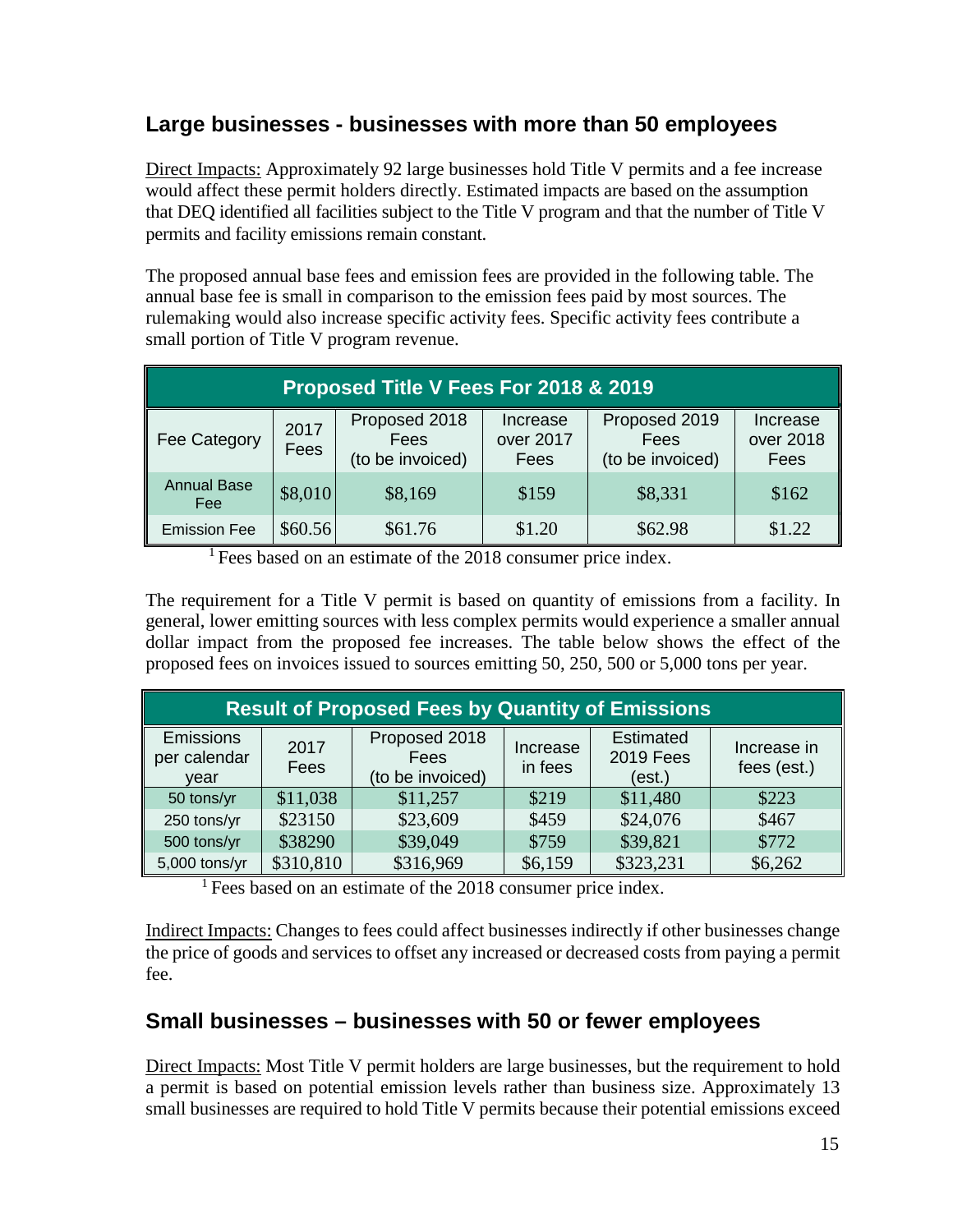## Large businesses - businesses with more than 50 employees

Direct Impacts: Approximately 92 large businesses hold Title V permits and a fee increase would affect these permit holders directly. Estimated impacts are based on the assumption that DEQ identified all facilities subject to the Title V program and that the number of Title V permits and facility emissions remain constant.

The proposed annual base fees and emission fees are provided in the following table. The annual base fee is small in comparison to the emission fees paid by most sources. The rulemaking would also increase specific activity fees. Specific activity fees contribute a small portion of Title V program revenue.

| Proposed Title V Fees For 2018 & 2019 | | | | | |
|---|---|---|---|---|---|
| Fee Category | 2017 Fees | Proposed 2018 Fees (to be invoiced) | Increase over 2017 Fees | Proposed 2019 Fees (to be invoiced) | Increase over 2018 Fees |
| Annual Base Fee | $8,010 | $8,169 | $159 | $8,331 | $162 |
| Emission Fee | $60.56 | $61.76 | $1.20 | $62.98 | $1.22 |

[1] Fees based on an estimate of the 2018 consumer price index.

The requirement for a Title V permit is based on quantity of emissions from a facility. In general, lower emitting sources with less complex permits would experience a smaller annual dollar impact from the proposed fee increases. The table below shows the effect of the proposed fees on invoices issued to sources emitting 50, 250, 500 or 5,000 tons per year.

| Result of Proposed Fees by Quantity of Emissions | | | | | |
|---|---|---|---|---|---|
| Emissions per calendar year | 2017 Fees | Proposed 2018 Fees (to be invoiced) | Increase in fees | Estimated 2019 Fees (est.) | Increase in fees (est.) |
| 50 tons/yr | $11,038 | $11,257 | $219 | $11,480 | $223 |
| 250 tons/yr | $23150 | $23,609 | $459 | $24,076 | $467 |
| 500 tons/yr | $38290 | $39,049 | $759 | $39,821 | $772 |
| 5,000 tons/yr | $310,810 | $316,969 | $6,159 | $323,231 | $6,262 |

[1] Fees based on an estimate of the 2018 consumer price index.

Indirect Impacts: Changes to fees could affect businesses indirectly if other businesses change the price of goods and services to offset any increased or decreased costs from paying a permit fee.

## Small businesses – businesses with 50 or fewer employees

Direct Impacts: Most Title V permit holders are large businesses, but the requirement to hold a permit is based on potential emission levels rather than business size. Approximately 13 small businesses are required to hold Title V permits because their potential emissions exceed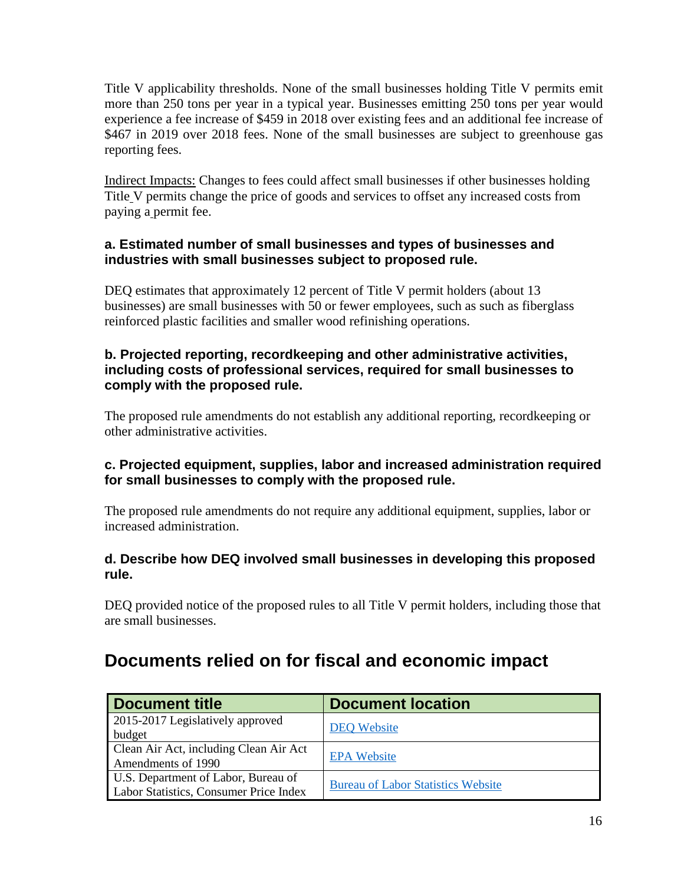Title V applicability thresholds. None of the small businesses holding Title V permits emit more than 250 tons per year in a typical year. Businesses emitting 250 tons per year would experience a fee increase of $459 in 2018 over existing fees and an additional fee increase of $467 in 2019 over 2018 fees. None of the small businesses are subject to greenhouse gas reporting fees.

Indirect Impacts: Changes to fees could affect small businesses if other businesses holding Title V permits change the price of goods and services to offset any increased costs from paying a permit fee.

**a. Estimated number of small businesses and types of businesses and industries with small businesses subject to proposed rule.**

DEQ estimates that approximately 12 percent of Title V permit holders (about 13 businesses) are small businesses with 50 or fewer employees, such as such as fiberglass reinforced plastic facilities and smaller wood refinishing operations.

**b. Projected reporting, recordkeeping and other administrative activities, including costs of professional services, required for small businesses to comply with the proposed rule.**

The proposed rule amendments do not establish any additional reporting, recordkeeping or other administrative activities.

**c. Projected equipment, supplies, labor and increased administration required for small businesses to comply with the proposed rule.**

The proposed rule amendments do not require any additional equipment, supplies, labor or increased administration.

**d. Describe how DEQ involved small businesses in developing this proposed rule.**

DEQ provided notice of the proposed rules to all Title V permit holders, including those that are small businesses.

## Documents relied on for fiscal and economic impact

| Document title | Document location |
| --- | --- |
| 2015-2017 Legislatively approved budget | DEQ Website |
| Clean Air Act, including Clean Air Act Amendments of 1990 | EPA Website |
| U.S. Department of Labor, Bureau of Labor Statistics, Consumer Price Index | Bureau of Labor Statistics Website |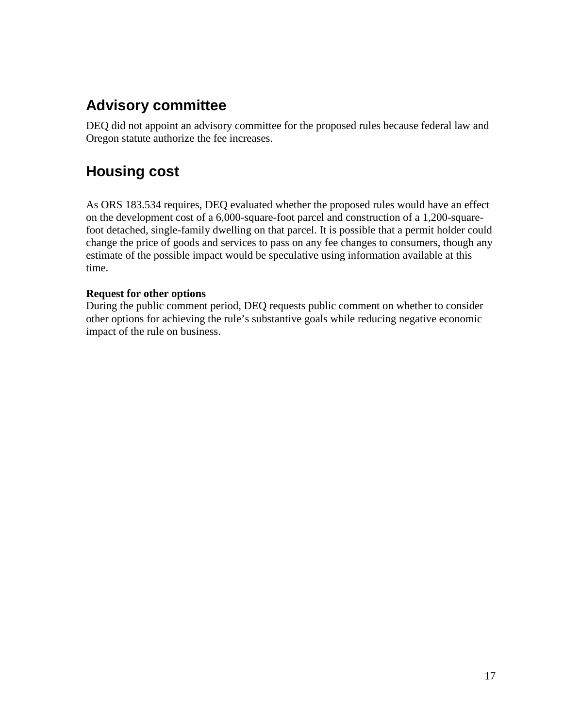## Advisory committee

DEQ did not appoint an advisory committee for the proposed rules because federal law and Oregon statute authorize the fee increases.

## Housing cost

As ORS 183.534 requires, DEQ evaluated whether the proposed rules would have an effect on the development cost of a 6,000-square-foot parcel and construction of a 1,200-square-foot detached, single-family dwelling on that parcel. It is possible that a permit holder could change the price of goods and services to pass on any fee changes to consumers, though any estimate of the possible impact would be speculative using information available at this time.

**Request for other options**

During the public comment period, DEQ requests public comment on whether to consider other options for achieving the rule's substantive goals while reducing negative economic impact of the rule on business.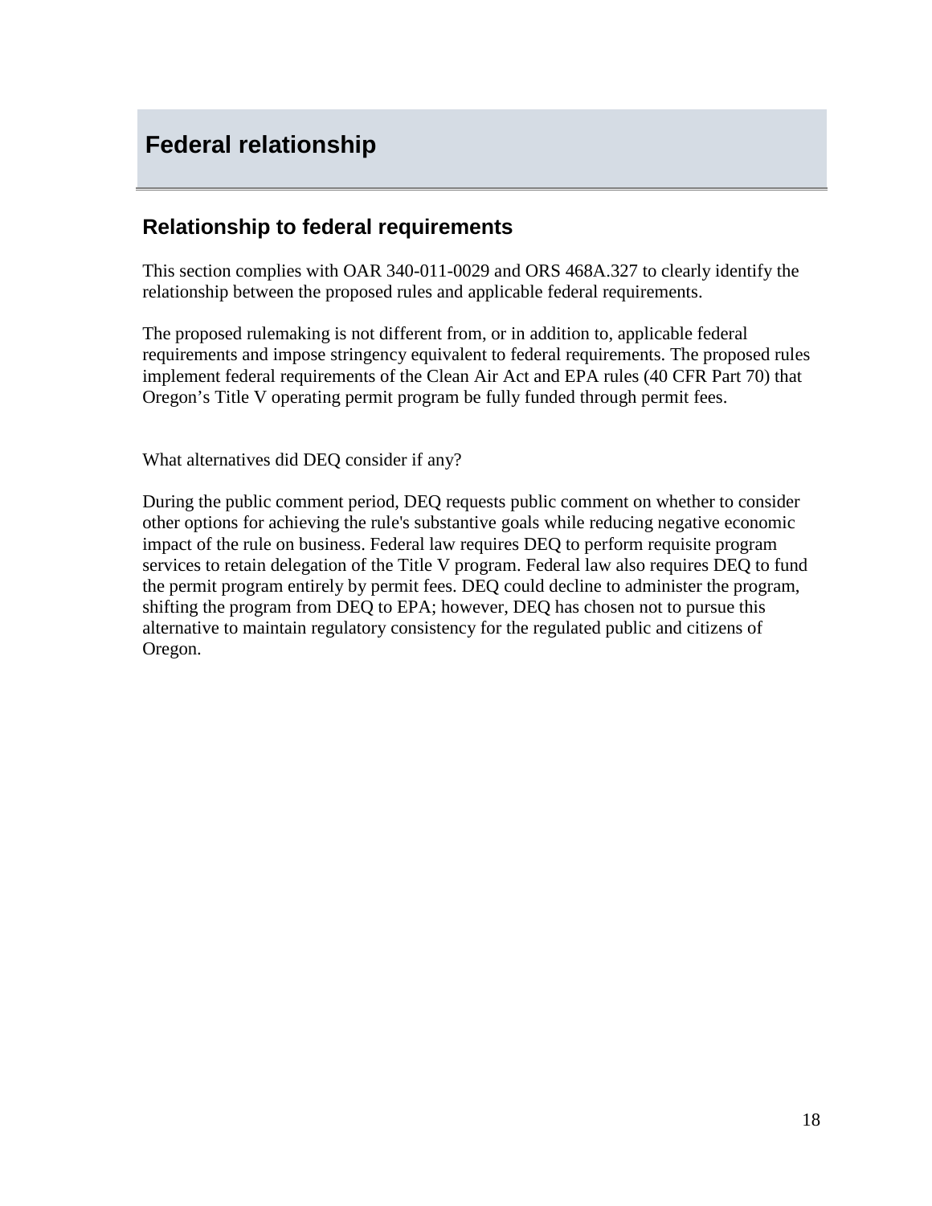# Federal relationship

## Relationship to federal requirements

This section complies with OAR 340-011-0029 and ORS 468A.327 to clearly identify the relationship between the proposed rules and applicable federal requirements.

The proposed rulemaking is not different from, or in addition to, applicable federal requirements and impose stringency equivalent to federal requirements. The proposed rules implement federal requirements of the Clean Air Act and EPA rules (40 CFR Part 70) that Oregon's Title V operating permit program be fully funded through permit fees.

What alternatives did DEQ consider if any?

During the public comment period, DEQ requests public comment on whether to consider other options for achieving the rule's substantive goals while reducing negative economic impact of the rule on business. Federal law requires DEQ to perform requisite program services to retain delegation of the Title V program. Federal law also requires DEQ to fund the permit program entirely by permit fees. DEQ could decline to administer the program, shifting the program from DEQ to EPA; however, DEQ has chosen not to pursue this alternative to maintain regulatory consistency for the regulated public and citizens of Oregon.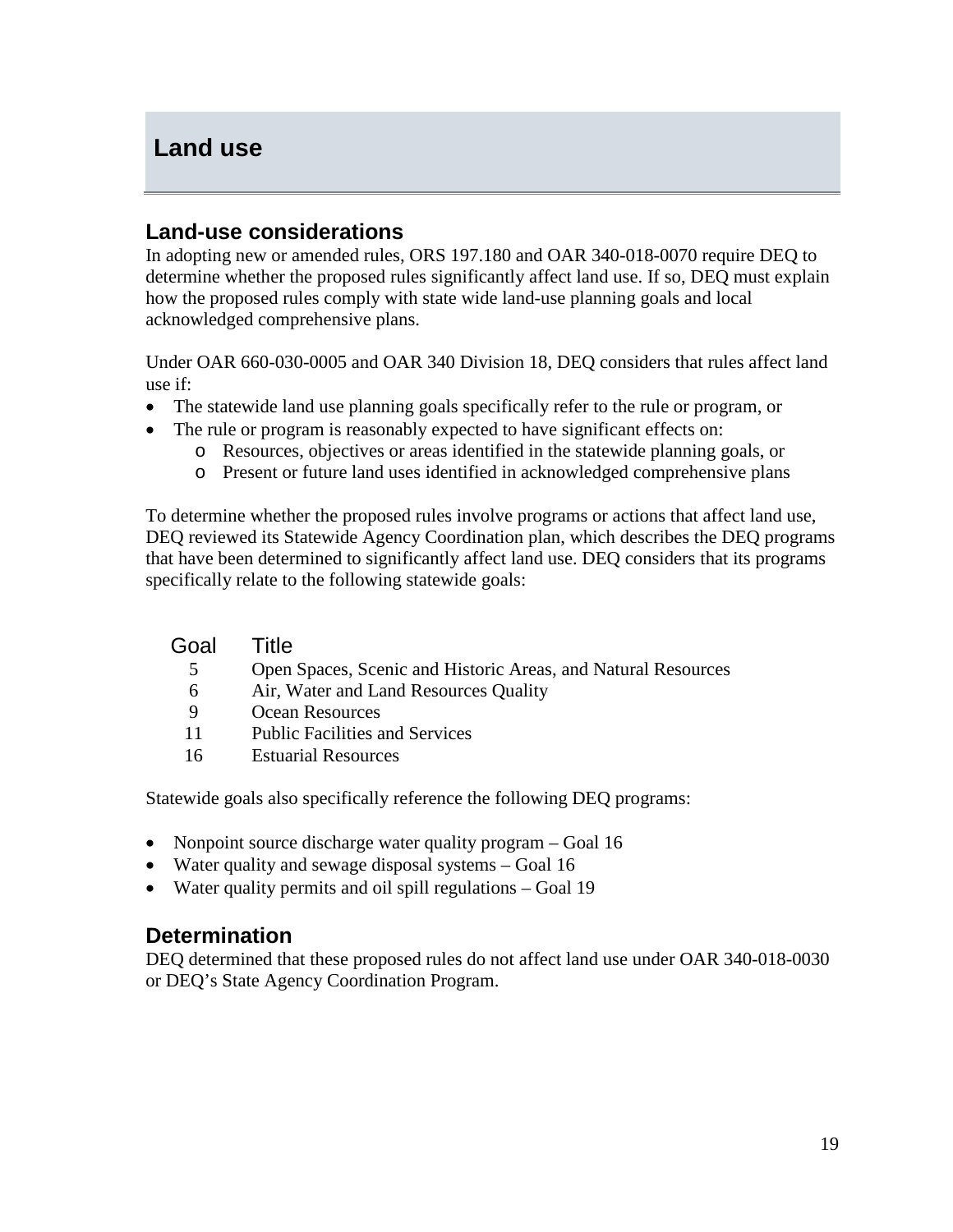# Land use

## Land-use considerations

In adopting new or amended rules, ORS 197.180 and OAR 340-018-0070 require DEQ to determine whether the proposed rules significantly affect land use. If so, DEQ must explain how the proposed rules comply with state wide land-use planning goals and local acknowledged comprehensive plans.

Under OAR 660-030-0005 and OAR 340 Division 18, DEQ considers that rules affect land use if:

- The statewide land use planning goals specifically refer to the rule or program, or
- The rule or program is reasonably expected to have significant effects on:
  - Resources, objectives or areas identified in the statewide planning goals, or
  - Present or future land uses identified in acknowledged comprehensive plans

To determine whether the proposed rules involve programs or actions that affect land use, DEQ reviewed its Statewide Agency Coordination plan, which describes the DEQ programs that have been determined to significantly affect land use. DEQ considers that its programs specifically relate to the following statewide goals:

| Goal | Title |
|---|---|
| 5 | Open Spaces, Scenic and Historic Areas, and Natural Resources |
| 6 | Air, Water and Land Resources Quality |
| 9 | Ocean Resources |
| 11 | Public Facilities and Services |
| 16 | Estuarial Resources |

Statewide goals also specifically reference the following DEQ programs:

- Nonpoint source discharge water quality program – Goal 16
- Water quality and sewage disposal systems – Goal 16
- Water quality permits and oil spill regulations – Goal 19

## Determination

DEQ determined that these proposed rules do not affect land use under OAR 340-018-0030 or DEQ's State Agency Coordination Program.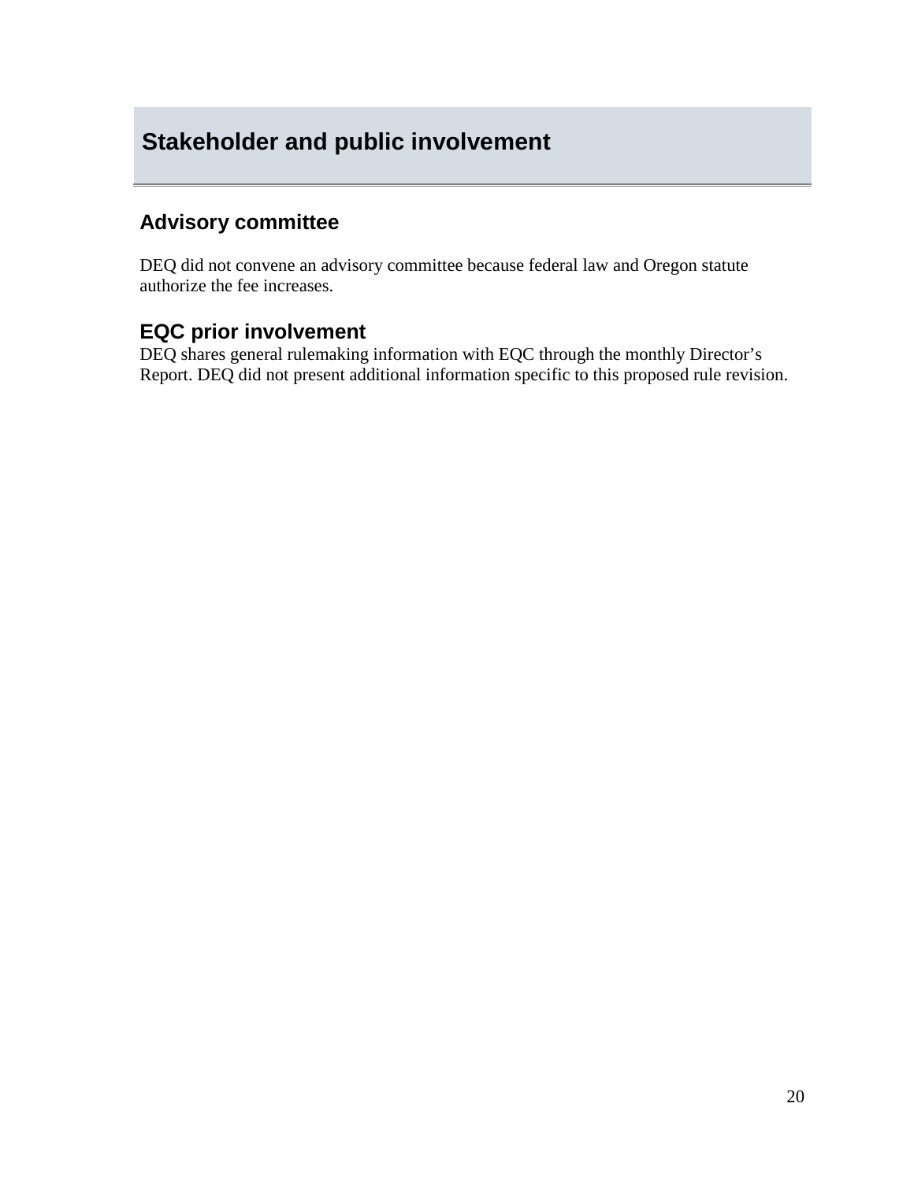# Stakeholder and public involvement

## Advisory committee

DEQ did not convene an advisory committee because federal law and Oregon statute authorize the fee increases.

## EQC prior involvement

DEQ shares general rulemaking information with EQC through the monthly Director's Report. DEQ did not present additional information specific to this proposed rule revision.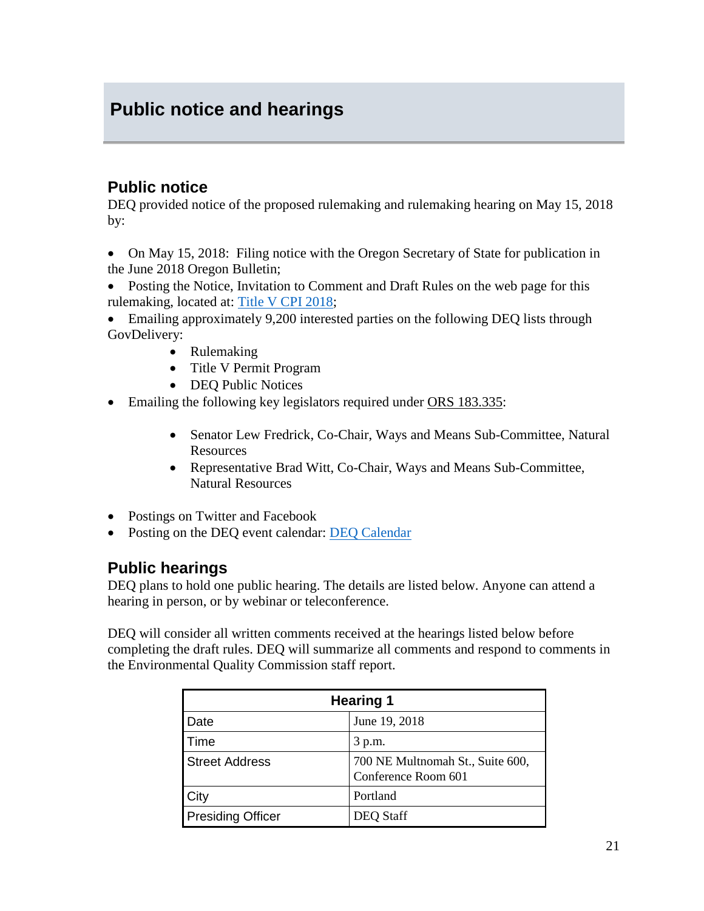# Public notice and hearings

## Public notice

DEQ provided notice of the proposed rulemaking and rulemaking hearing on May 15, 2018 by:

- On May 15, 2018: Filing notice with the Oregon Secretary of State for publication in the June 2018 Oregon Bulletin;
- Posting the Notice, Invitation to Comment and Draft Rules on the web page for this rulemaking, located at: Title V CPI 2018;
- Emailing approximately 9,200 interested parties on the following DEQ lists through GovDelivery:
  - Rulemaking
  - Title V Permit Program
  - DEQ Public Notices
- Emailing the following key legislators required under ORS 183.335:
  - Senator Lew Fredrick, Co-Chair, Ways and Means Sub-Committee, Natural Resources
  - Representative Brad Witt, Co-Chair, Ways and Means Sub-Committee, Natural Resources
- Postings on Twitter and Facebook
- Posting on the DEQ event calendar: DEQ Calendar

## Public hearings

DEQ plans to hold one public hearing. The details are listed below. Anyone can attend a hearing in person, or by webinar or teleconference.

DEQ will consider all written comments received at the hearings listed below before completing the draft rules. DEQ will summarize all comments and respond to comments in the Environmental Quality Commission staff report.

| Hearing 1 | |
|---|---|
| Date | June 19, 2018 |
| Time | 3 p.m. |
| Street Address | 700 NE Multnomah St., Suite 600, Conference Room 601 |
| City | Portland |
| Presiding Officer | DEQ Staff |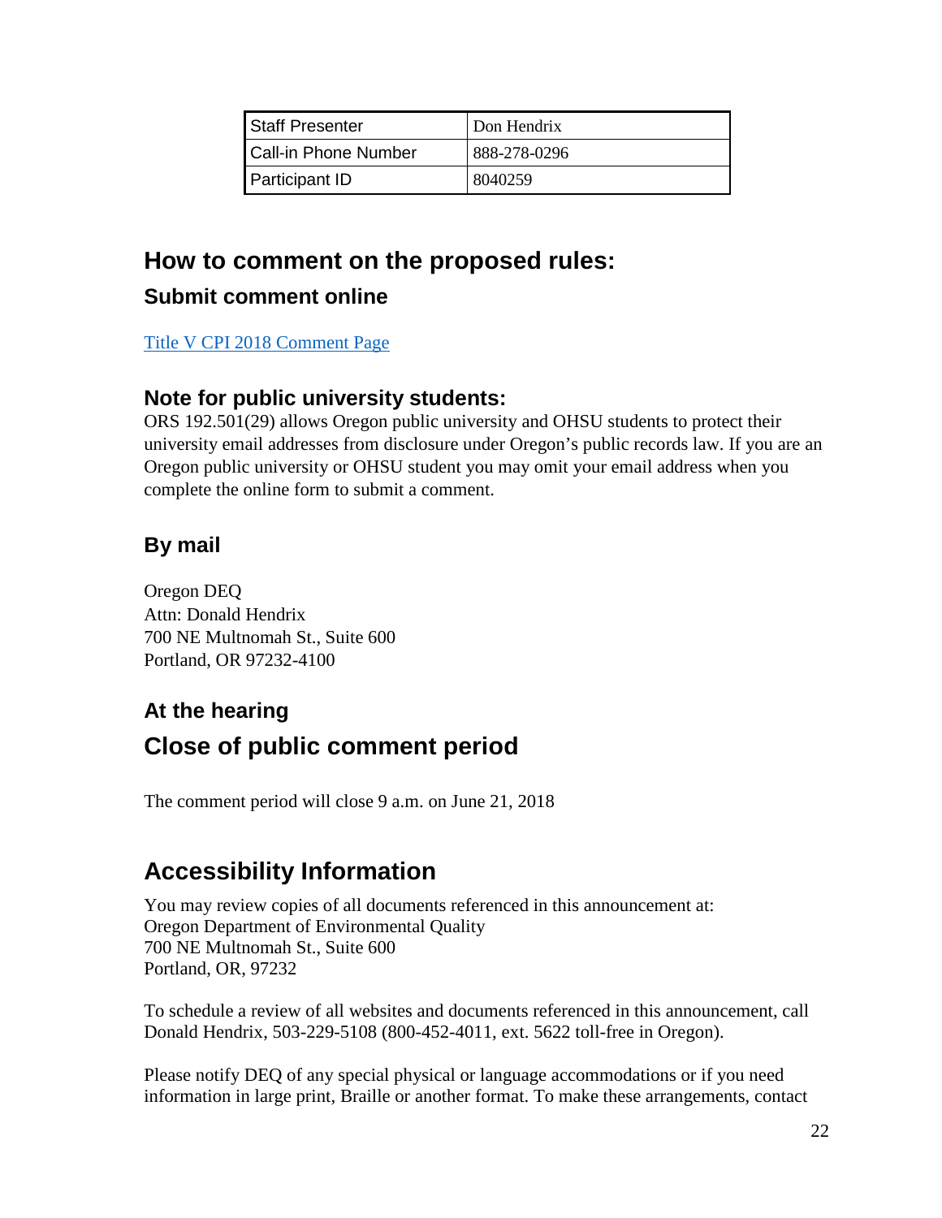| Staff Presenter | Don Hendrix |
| --- | --- |
| Call-in Phone Number | 888-278-0296 |
| Participant ID | 8040259 |

## How to comment on the proposed rules:

### Submit comment online

[Title V CPI 2018 Comment Page]

### Note for public university students:

ORS 192.501(29) allows Oregon public university and OHSU students to protect their university email addresses from disclosure under Oregon's public records law. If you are an Oregon public university or OHSU student you may omit your email address when you complete the online form to submit a comment.

### By mail

Oregon DEQ
Attn: Donald Hendrix
700 NE Multnomah St., Suite 600
Portland, OR 97232-4100

### At the hearing

## Close of public comment period

The comment period will close 9 a.m. on June 21, 2018

## Accessibility Information

You may review copies of all documents referenced in this announcement at:
Oregon Department of Environmental Quality
700 NE Multnomah St., Suite 600
Portland, OR, 97232

To schedule a review of all websites and documents referenced in this announcement, call Donald Hendrix, 503-229-5108 (800-452-4011, ext. 5622 toll-free in Oregon).

Please notify DEQ of any special physical or language accommodations or if you need information in large print, Braille or another format. To make these arrangements, contact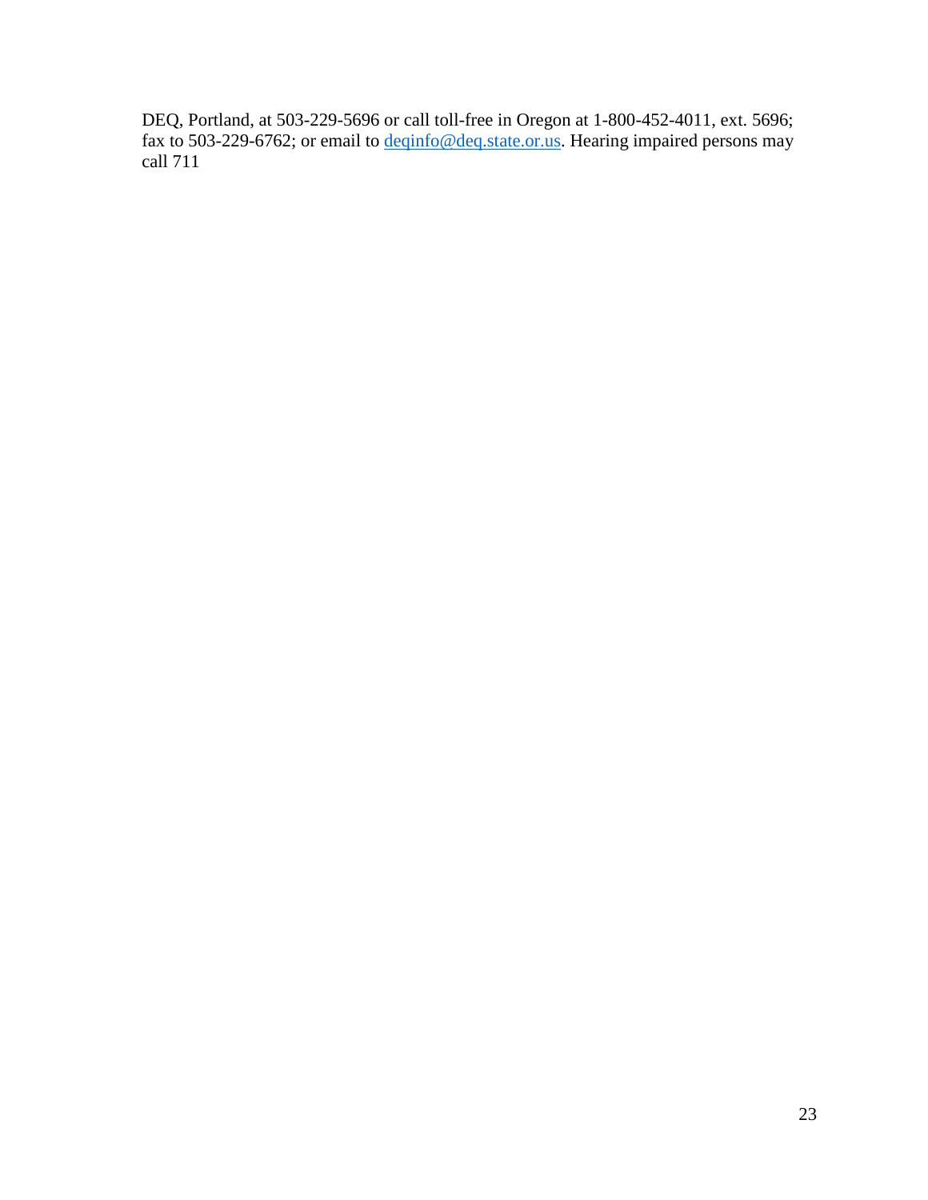DEQ, Portland, at 503-229-5696 or call toll-free in Oregon at 1-800-452-4011, ext. 5696; fax to 503-229-6762; or email to [deqinfo@deq.state.or.us](mailto:deqinfo@deq.state.or.us). Hearing impaired persons may call 711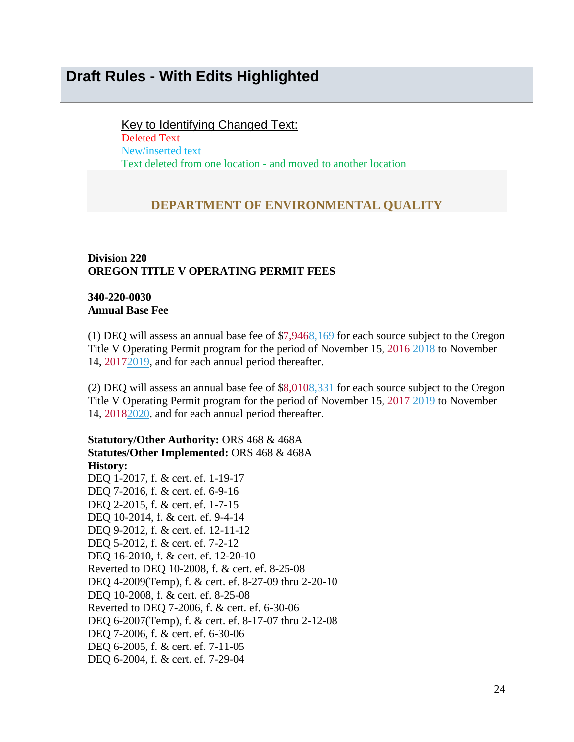# Draft Rules - With Edits Highlighted

Key to Identifying Changed Text:
~~Deleted Text~~
New/inserted text
~~Text deleted from one location~~ - and moved to another location

**DEPARTMENT OF ENVIRONMENTAL QUALITY**

**Division 220**
**OREGON TITLE V OPERATING PERMIT FEES**

**340-220-0030**
**Annual Base Fee**

(1) DEQ will assess an annual base fee of $~~7,946~~8,169 for each source subject to the Oregon Title V Operating Permit program for the period of November 15, ~~2016~~ 2018 to November 14, ~~2017~~2019, and for each annual period thereafter.

(2) DEQ will assess an annual base fee of $~~8,010~~8,331 for each source subject to the Oregon Title V Operating Permit program for the period of November 15, ~~2017~~ 2019 to November 14, ~~2018~~2020, and for each annual period thereafter.

**Statutory/Other Authority:** ORS 468 & 468A
**Statutes/Other Implemented:** ORS 468 & 468A
**History:**
DEQ 1-2017, f. & cert. ef. 1-19-17
DEQ 7-2016, f. & cert. ef. 6-9-16
DEQ 2-2015, f. & cert. ef. 1-7-15
DEQ 10-2014, f. & cert. ef. 9-4-14
DEQ 9-2012, f. & cert. ef. 12-11-12
DEQ 5-2012, f. & cert. ef. 7-2-12
DEQ 16-2010, f. & cert. ef. 12-20-10
Reverted to DEQ 10-2008, f. & cert. ef. 8-25-08
DEQ 4-2009(Temp), f. & cert. ef. 8-27-09 thru 2-20-10
DEQ 10-2008, f. & cert. ef. 8-25-08
Reverted to DEQ 7-2006, f. & cert. ef. 6-30-06
DEQ 6-2007(Temp), f. & cert. ef. 8-17-07 thru 2-12-08
DEQ 7-2006, f. & cert. ef. 6-30-06
DEQ 6-2005, f. & cert. ef. 7-11-05
DEQ 6-2004, f. & cert. ef. 7-29-04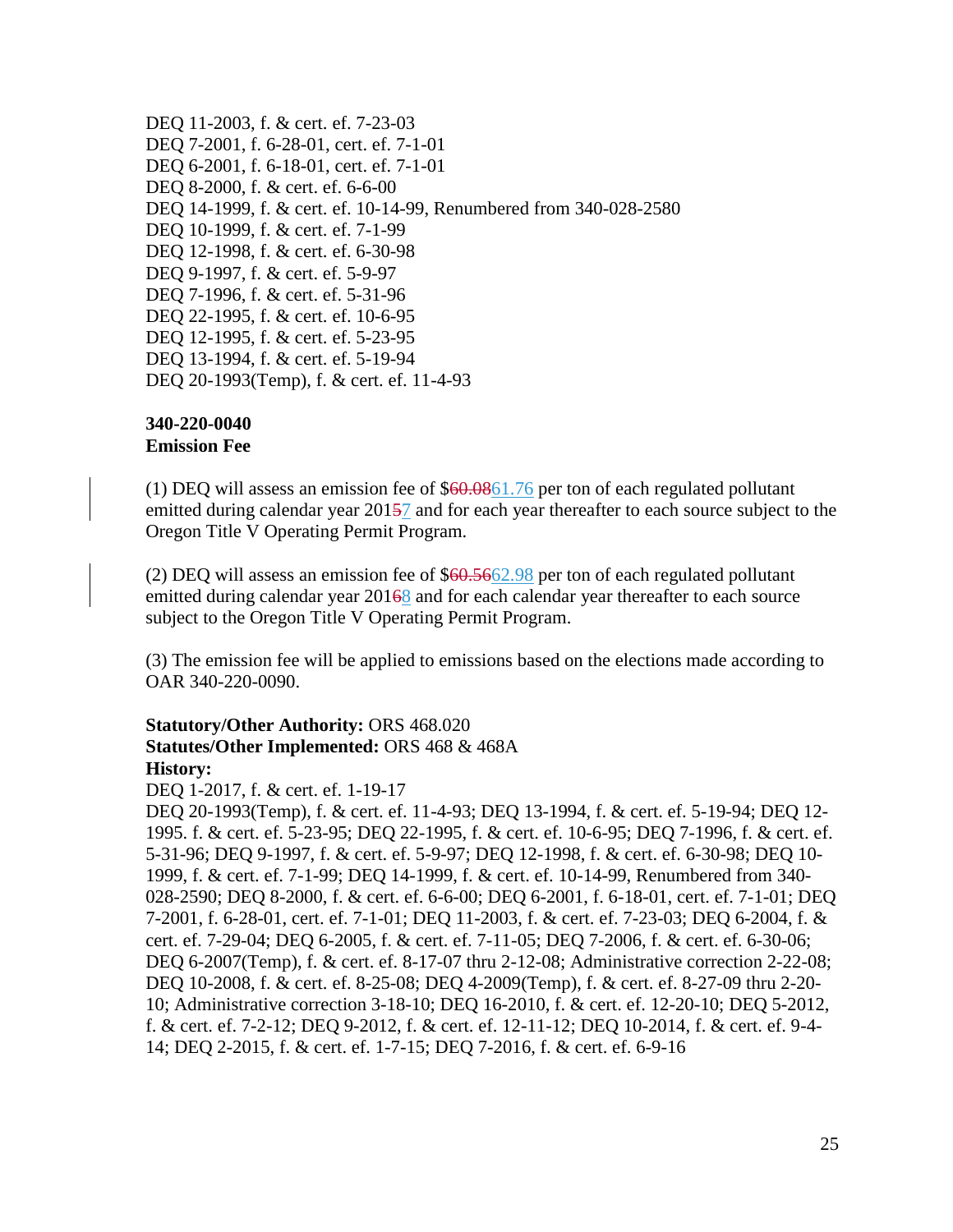DEQ 11-2003, f. & cert. ef. 7-23-03
DEQ 7-2001, f. 6-28-01, cert. ef. 7-1-01
DEQ 6-2001, f. 6-18-01, cert. ef. 7-1-01
DEQ 8-2000, f. & cert. ef. 6-6-00
DEQ 14-1999, f. & cert. ef. 10-14-99, Renumbered from 340-028-2580
DEQ 10-1999, f. & cert. ef. 7-1-99
DEQ 12-1998, f. & cert. ef. 6-30-98
DEQ 9-1997, f. & cert. ef. 5-9-97
DEQ 7-1996, f. & cert. ef. 5-31-96
DEQ 22-1995, f. & cert. ef. 10-6-95
DEQ 12-1995, f. & cert. ef. 5-23-95
DEQ 13-1994, f. & cert. ef. 5-19-94
DEQ 20-1993(Temp), f. & cert. ef. 11-4-93

**340-220-0040**
**Emission Fee**

(1) DEQ will assess an emission fee of $~~60.08~~61.76 per ton of each regulated pollutant emitted during calendar year 201~~5~~7 and for each year thereafter to each source subject to the Oregon Title V Operating Permit Program.

(2) DEQ will assess an emission fee of $~~60.56~~62.98 per ton of each regulated pollutant emitted during calendar year 201~~6~~8 and for each calendar year thereafter to each source subject to the Oregon Title V Operating Permit Program.

(3) The emission fee will be applied to emissions based on the elections made according to OAR 340-220-0090.

**Statutory/Other Authority:** ORS 468.020
**Statutes/Other Implemented:** ORS 468 & 468A
**History:**
DEQ 1-2017, f. & cert. ef. 1-19-17
DEQ 20-1993(Temp), f. & cert. ef. 11-4-93; DEQ 13-1994, f. & cert. ef. 5-19-94; DEQ 12-1995. f. & cert. ef. 5-23-95; DEQ 22-1995, f. & cert. ef. 10-6-95; DEQ 7-1996, f. & cert. ef. 5-31-96; DEQ 9-1997, f. & cert. ef. 5-9-97; DEQ 12-1998, f. & cert. ef. 6-30-98; DEQ 10-1999, f. & cert. ef. 7-1-99; DEQ 14-1999, f. & cert. ef. 10-14-99, Renumbered from 340-028-2590; DEQ 8-2000, f. & cert. ef. 6-6-00; DEQ 6-2001, f. 6-18-01, cert. ef. 7-1-01; DEQ 7-2001, f. 6-28-01, cert. ef. 7-1-01; DEQ 11-2003, f. & cert. ef. 7-23-03; DEQ 6-2004, f. & cert. ef. 7-29-04; DEQ 6-2005, f. & cert. ef. 7-11-05; DEQ 7-2006, f. & cert. ef. 6-30-06; DEQ 6-2007(Temp), f. & cert. ef. 8-17-07 thru 2-12-08; Administrative correction 2-22-08; DEQ 10-2008, f. & cert. ef. 8-25-08; DEQ 4-2009(Temp), f. & cert. ef. 8-27-09 thru 2-20-10; Administrative correction 3-18-10; DEQ 16-2010, f. & cert. ef. 12-20-10; DEQ 5-2012, f. & cert. ef. 7-2-12; DEQ 9-2012, f. & cert. ef. 12-11-12; DEQ 10-2014, f. & cert. ef. 9-4-14; DEQ 2-2015, f. & cert. ef. 1-7-15; DEQ 7-2016, f. & cert. ef. 6-9-16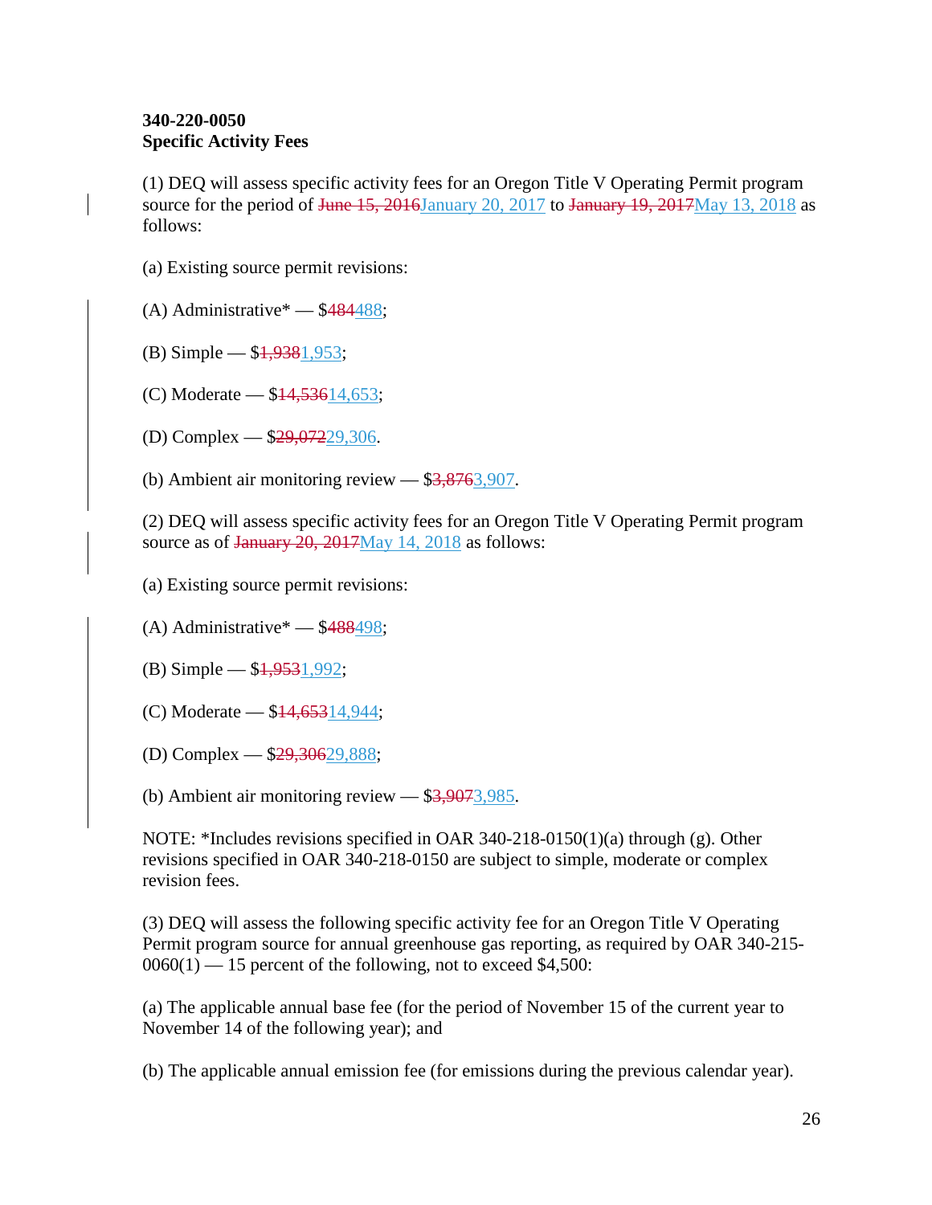**340-220-0050**
**Specific Activity Fees**

(1) DEQ will assess specific activity fees for an Oregon Title V Operating Permit program source for the period of ~~June 15, 2016~~<u>January 20, 2017</u> to ~~January 19, 2017~~<u>May 13, 2018</u> as follows:

(a) Existing source permit revisions:

(A) Administrative* — $~~484~~<u>488</u>;

(B) Simple — $~~1,938~~<u>1,953</u>;

(C) Moderate — $~~14,536~~<u>14,653</u>;

(D) Complex — $~~29,072~~<u>29,306</u>.

(b) Ambient air monitoring review — $~~3,876~~<u>3,907</u>.

(2) DEQ will assess specific activity fees for an Oregon Title V Operating Permit program source as of ~~January 20, 2017~~<u>May 14, 2018</u> as follows:

(a) Existing source permit revisions:

(A) Administrative* — $~~488~~<u>498</u>;

(B) Simple — $~~1,953~~<u>1,992</u>;

(C) Moderate — $~~14,653~~<u>14,944</u>;

(D) Complex — $~~29,306~~<u>29,888</u>;

(b) Ambient air monitoring review — $~~3,907~~<u>3,985</u>.

NOTE: *Includes revisions specified in OAR 340-218-0150(1)(a) through (g). Other revisions specified in OAR 340-218-0150 are subject to simple, moderate or complex revision fees.

(3) DEQ will assess the following specific activity fee for an Oregon Title V Operating Permit program source for annual greenhouse gas reporting, as required by OAR 340-215-0060(1) — 15 percent of the following, not to exceed $4,500:

(a) The applicable annual base fee (for the period of November 15 of the current year to November 14 of the following year); and

(b) The applicable annual emission fee (for emissions during the previous calendar year).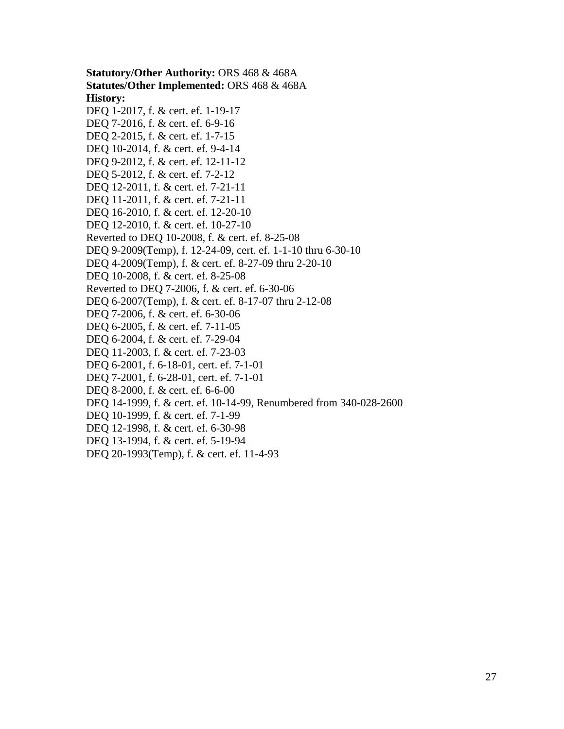**Statutory/Other Authority:** ORS 468 & 468A
**Statutes/Other Implemented:** ORS 468 & 468A
**History:**
DEQ 1-2017, f. & cert. ef. 1-19-17
DEQ 7-2016, f. & cert. ef. 6-9-16
DEQ 2-2015, f. & cert. ef. 1-7-15
DEQ 10-2014, f. & cert. ef. 9-4-14
DEQ 9-2012, f. & cert. ef. 12-11-12
DEQ 5-2012, f. & cert. ef. 7-2-12
DEQ 12-2011, f. & cert. ef. 7-21-11
DEQ 11-2011, f. & cert. ef. 7-21-11
DEQ 16-2010, f. & cert. ef. 12-20-10
DEQ 12-2010, f. & cert. ef. 10-27-10
Reverted to DEQ 10-2008, f. & cert. ef. 8-25-08
DEQ 9-2009(Temp), f. 12-24-09, cert. ef. 1-1-10 thru 6-30-10
DEQ 4-2009(Temp), f. & cert. ef. 8-27-09 thru 2-20-10
DEQ 10-2008, f. & cert. ef. 8-25-08
Reverted to DEQ 7-2006, f. & cert. ef. 6-30-06
DEQ 6-2007(Temp), f. & cert. ef. 8-17-07 thru 2-12-08
DEQ 7-2006, f. & cert. ef. 6-30-06
DEQ 6-2005, f. & cert. ef. 7-11-05
DEQ 6-2004, f. & cert. ef. 7-29-04
DEQ 11-2003, f. & cert. ef. 7-23-03
DEQ 6-2001, f. 6-18-01, cert. ef. 7-1-01
DEQ 7-2001, f. 6-28-01, cert. ef. 7-1-01
DEQ 8-2000, f. & cert. ef. 6-6-00
DEQ 14-1999, f. & cert. ef. 10-14-99, Renumbered from 340-028-2600
DEQ 10-1999, f. & cert. ef. 7-1-99
DEQ 12-1998, f. & cert. ef. 6-30-98
DEQ 13-1994, f. & cert. ef. 5-19-94
DEQ 20-1993(Temp), f. & cert. ef. 11-4-93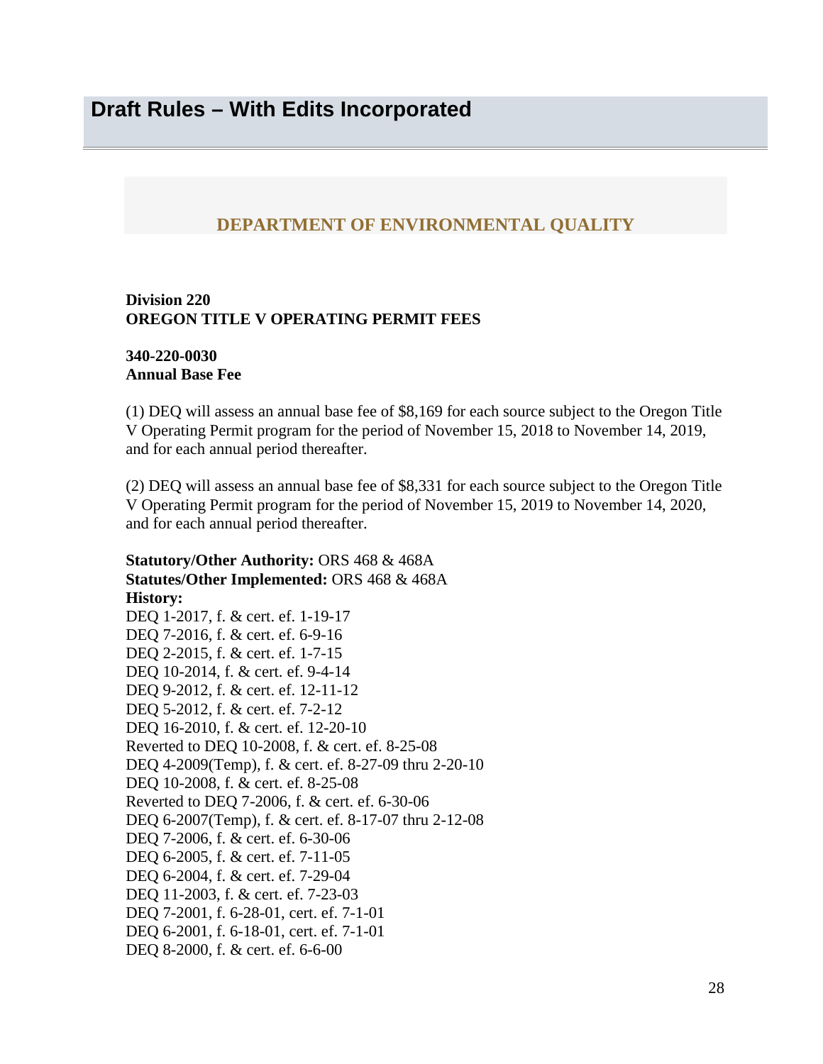# Draft Rules – With Edits Incorporated

## DEPARTMENT OF ENVIRONMENTAL QUALITY

**Division 220**
**OREGON TITLE V OPERATING PERMIT FEES**

**340-220-0030**
**Annual Base Fee**

(1) DEQ will assess an annual base fee of $8,169 for each source subject to the Oregon Title V Operating Permit program for the period of November 15, 2018 to November 14, 2019, and for each annual period thereafter.

(2) DEQ will assess an annual base fee of $8,331 for each source subject to the Oregon Title V Operating Permit program for the period of November 15, 2019 to November 14, 2020, and for each annual period thereafter.

**Statutory/Other Authority:** ORS 468 & 468A
**Statutes/Other Implemented:** ORS 468 & 468A
**History:**
DEQ 1-2017, f. & cert. ef. 1-19-17
DEQ 7-2016, f. & cert. ef. 6-9-16
DEQ 2-2015, f. & cert. ef. 1-7-15
DEQ 10-2014, f. & cert. ef. 9-4-14
DEQ 9-2012, f. & cert. ef. 12-11-12
DEQ 5-2012, f. & cert. ef. 7-2-12
DEQ 16-2010, f. & cert. ef. 12-20-10
Reverted to DEQ 10-2008, f. & cert. ef. 8-25-08
DEQ 4-2009(Temp), f. & cert. ef. 8-27-09 thru 2-20-10
DEQ 10-2008, f. & cert. ef. 8-25-08
Reverted to DEQ 7-2006, f. & cert. ef. 6-30-06
DEQ 6-2007(Temp), f. & cert. ef. 8-17-07 thru 2-12-08
DEQ 7-2006, f. & cert. ef. 6-30-06
DEQ 6-2005, f. & cert. ef. 7-11-05
DEQ 6-2004, f. & cert. ef. 7-29-04
DEQ 11-2003, f. & cert. ef. 7-23-03
DEQ 7-2001, f. 6-28-01, cert. ef. 7-1-01
DEQ 6-2001, f. 6-18-01, cert. ef. 7-1-01
DEQ 8-2000, f. & cert. ef. 6-6-00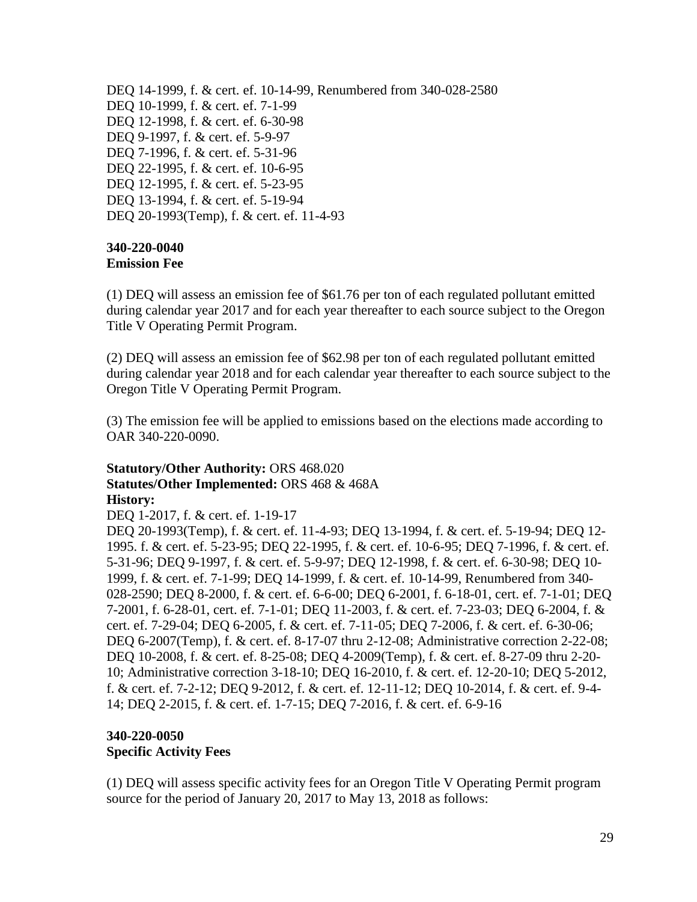DEQ 14-1999, f. & cert. ef. 10-14-99, Renumbered from 340-028-2580
DEQ 10-1999, f. & cert. ef. 7-1-99
DEQ 12-1998, f. & cert. ef. 6-30-98
DEQ 9-1997, f. & cert. ef. 5-9-97
DEQ 7-1996, f. & cert. ef. 5-31-96
DEQ 22-1995, f. & cert. ef. 10-6-95
DEQ 12-1995, f. & cert. ef. 5-23-95
DEQ 13-1994, f. & cert. ef. 5-19-94
DEQ 20-1993(Temp), f. & cert. ef. 11-4-93

**340-220-0040**
**Emission Fee**

(1) DEQ will assess an emission fee of $61.76 per ton of each regulated pollutant emitted during calendar year 2017 and for each year thereafter to each source subject to the Oregon Title V Operating Permit Program.

(2) DEQ will assess an emission fee of $62.98 per ton of each regulated pollutant emitted during calendar year 2018 and for each calendar year thereafter to each source subject to the Oregon Title V Operating Permit Program.

(3) The emission fee will be applied to emissions based on the elections made according to OAR 340-220-0090.

**Statutory/Other Authority:** ORS 468.020
**Statutes/Other Implemented:** ORS 468 & 468A
**History:**
DEQ 1-2017, f. & cert. ef. 1-19-17
DEQ 20-1993(Temp), f. & cert. ef. 11-4-93; DEQ 13-1994, f. & cert. ef. 5-19-94; DEQ 12-1995. f. & cert. ef. 5-23-95; DEQ 22-1995, f. & cert. ef. 10-6-95; DEQ 7-1996, f. & cert. ef. 5-31-96; DEQ 9-1997, f. & cert. ef. 5-9-97; DEQ 12-1998, f. & cert. ef. 6-30-98; DEQ 10-1999, f. & cert. ef. 7-1-99; DEQ 14-1999, f. & cert. ef. 10-14-99, Renumbered from 340-028-2590; DEQ 8-2000, f. & cert. ef. 6-6-00; DEQ 6-2001, f. 6-18-01, cert. ef. 7-1-01; DEQ 7-2001, f. 6-28-01, cert. ef. 7-1-01; DEQ 11-2003, f. & cert. ef. 7-23-03; DEQ 6-2004, f. & cert. ef. 7-29-04; DEQ 6-2005, f. & cert. ef. 7-11-05; DEQ 7-2006, f. & cert. ef. 6-30-06; DEQ 6-2007(Temp), f. & cert. ef. 8-17-07 thru 2-12-08; Administrative correction 2-22-08; DEQ 10-2008, f. & cert. ef. 8-25-08; DEQ 4-2009(Temp), f. & cert. ef. 8-27-09 thru 2-20-10; Administrative correction 3-18-10; DEQ 16-2010, f. & cert. ef. 12-20-10; DEQ 5-2012, f. & cert. ef. 7-2-12; DEQ 9-2012, f. & cert. ef. 12-11-12; DEQ 10-2014, f. & cert. ef. 9-4-14; DEQ 2-2015, f. & cert. ef. 1-7-15; DEQ 7-2016, f. & cert. ef. 6-9-16

**340-220-0050**
**Specific Activity Fees**

(1) DEQ will assess specific activity fees for an Oregon Title V Operating Permit program source for the period of January 20, 2017 to May 13, 2018 as follows: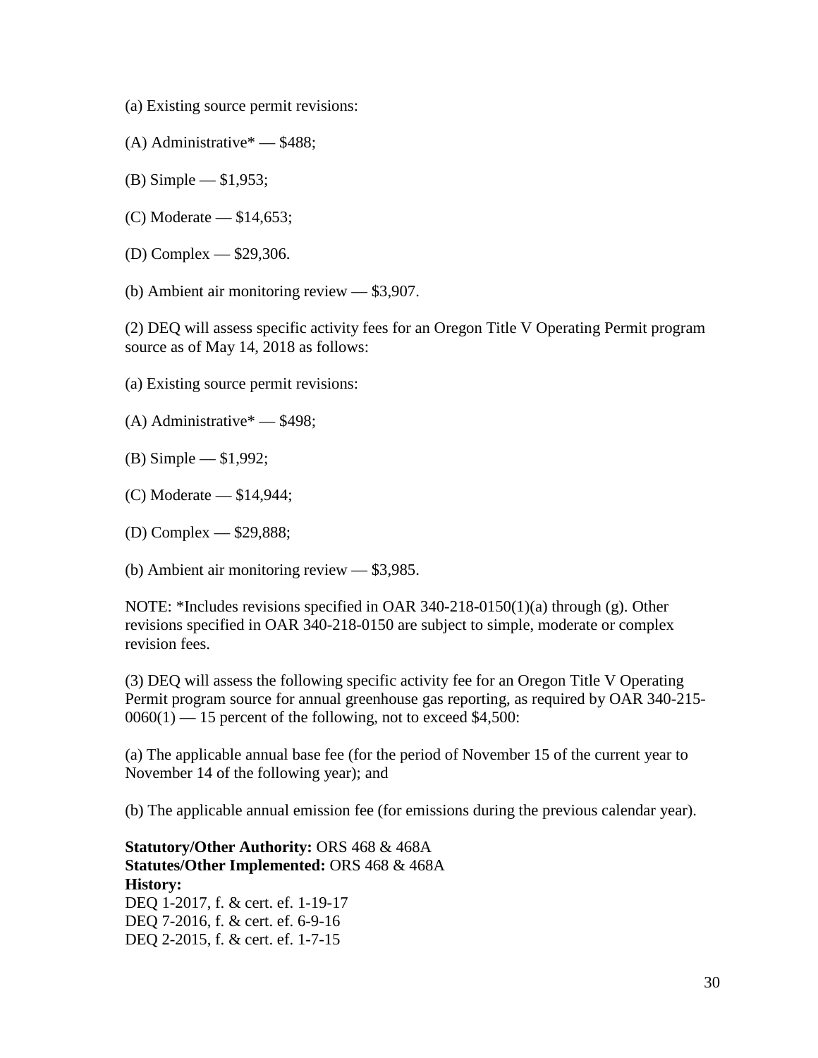(a) Existing source permit revisions:

(A) Administrative* — $488;

(B) Simple — $1,953;

(C) Moderate — $14,653;

(D) Complex — $29,306.

(b) Ambient air monitoring review — $3,907.

(2) DEQ will assess specific activity fees for an Oregon Title V Operating Permit program source as of May 14, 2018 as follows:

(a) Existing source permit revisions:

(A) Administrative* — $498;

(B) Simple — $1,992;

(C) Moderate — $14,944;

(D) Complex — $29,888;

(b) Ambient air monitoring review — $3,985.

NOTE: *Includes revisions specified in OAR 340-218-0150(1)(a) through (g). Other revisions specified in OAR 340-218-0150 are subject to simple, moderate or complex revision fees.

(3) DEQ will assess the following specific activity fee for an Oregon Title V Operating Permit program source for annual greenhouse gas reporting, as required by OAR 340-215-0060(1) — 15 percent of the following, not to exceed $4,500:

(a) The applicable annual base fee (for the period of November 15 of the current year to November 14 of the following year); and

(b) The applicable annual emission fee (for emissions during the previous calendar year).

**Statutory/Other Authority:** ORS 468 & 468A
**Statutes/Other Implemented:** ORS 468 & 468A
**History:**
DEQ 1-2017, f. & cert. ef. 1-19-17
DEQ 7-2016, f. & cert. ef. 6-9-16
DEQ 2-2015, f. & cert. ef. 1-7-15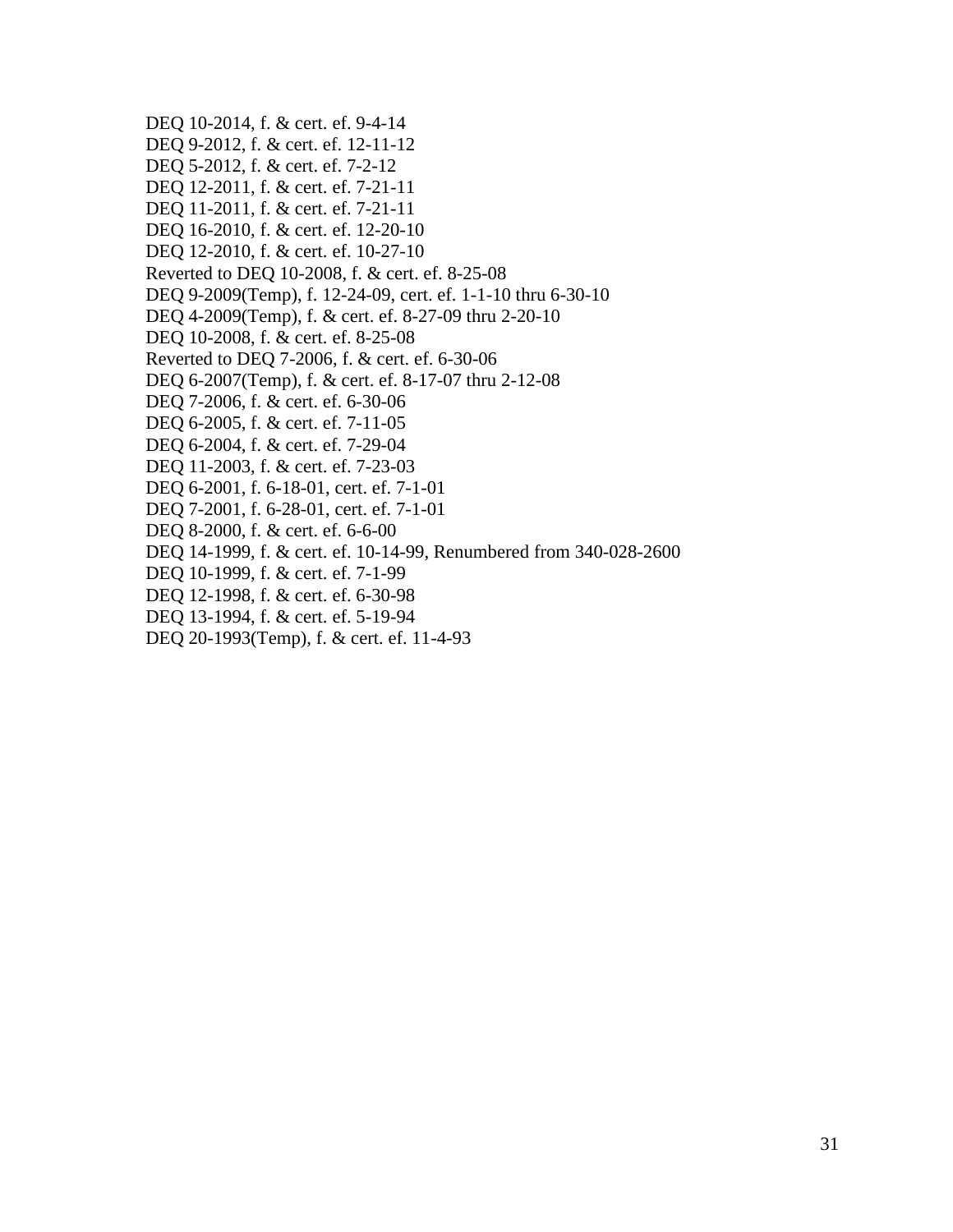DEQ 10-2014, f. & cert. ef. 9-4-14
DEQ 9-2012, f. & cert. ef. 12-11-12
DEQ 5-2012, f. & cert. ef. 7-2-12
DEQ 12-2011, f. & cert. ef. 7-21-11
DEQ 11-2011, f. & cert. ef. 7-21-11
DEQ 16-2010, f. & cert. ef. 12-20-10
DEQ 12-2010, f. & cert. ef. 10-27-10
Reverted to DEQ 10-2008, f. & cert. ef. 8-25-08
DEQ 9-2009(Temp), f. 12-24-09, cert. ef. 1-1-10 thru 6-30-10
DEQ 4-2009(Temp), f. & cert. ef. 8-27-09 thru 2-20-10
DEQ 10-2008, f. & cert. ef. 8-25-08
Reverted to DEQ 7-2006, f. & cert. ef. 6-30-06
DEQ 6-2007(Temp), f. & cert. ef. 8-17-07 thru 2-12-08
DEQ 7-2006, f. & cert. ef. 6-30-06
DEQ 6-2005, f. & cert. ef. 7-11-05
DEQ 6-2004, f. & cert. ef. 7-29-04
DEQ 11-2003, f. & cert. ef. 7-23-03
DEQ 6-2001, f. 6-18-01, cert. ef. 7-1-01
DEQ 7-2001, f. 6-28-01, cert. ef. 7-1-01
DEQ 8-2000, f. & cert. ef. 6-6-00
DEQ 14-1999, f. & cert. ef. 10-14-99, Renumbered from 340-028-2600
DEQ 10-1999, f. & cert. ef. 7-1-99
DEQ 12-1998, f. & cert. ef. 6-30-98
DEQ 13-1994, f. & cert. ef. 5-19-94
DEQ 20-1993(Temp), f. & cert. ef. 11-4-93